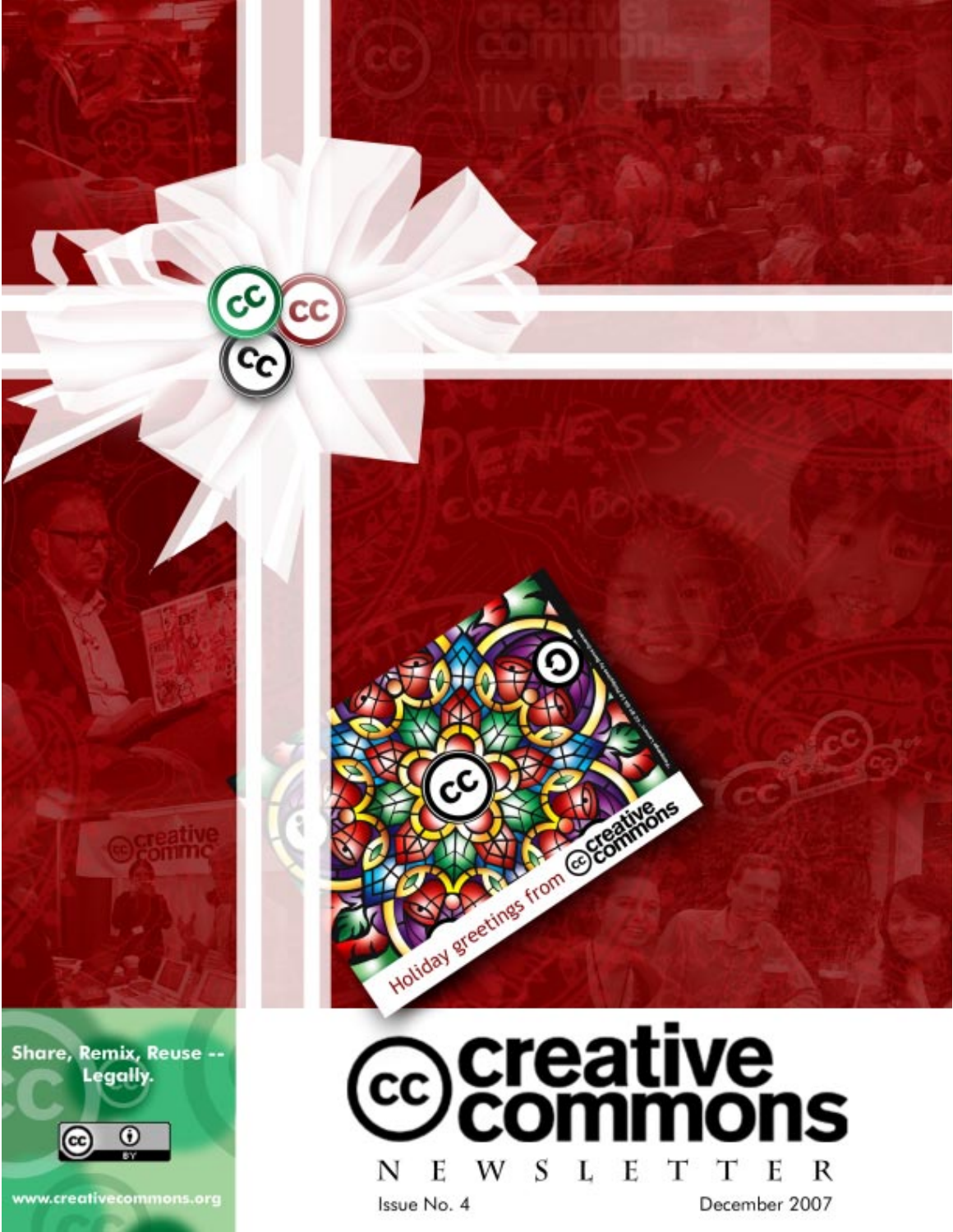# creative commons

## NEWSLETTER

Issue No. 4

December 2007

Share, Remix, Reuse -- Legally.

www.creativecommons.org

Holiday greetings from creative commons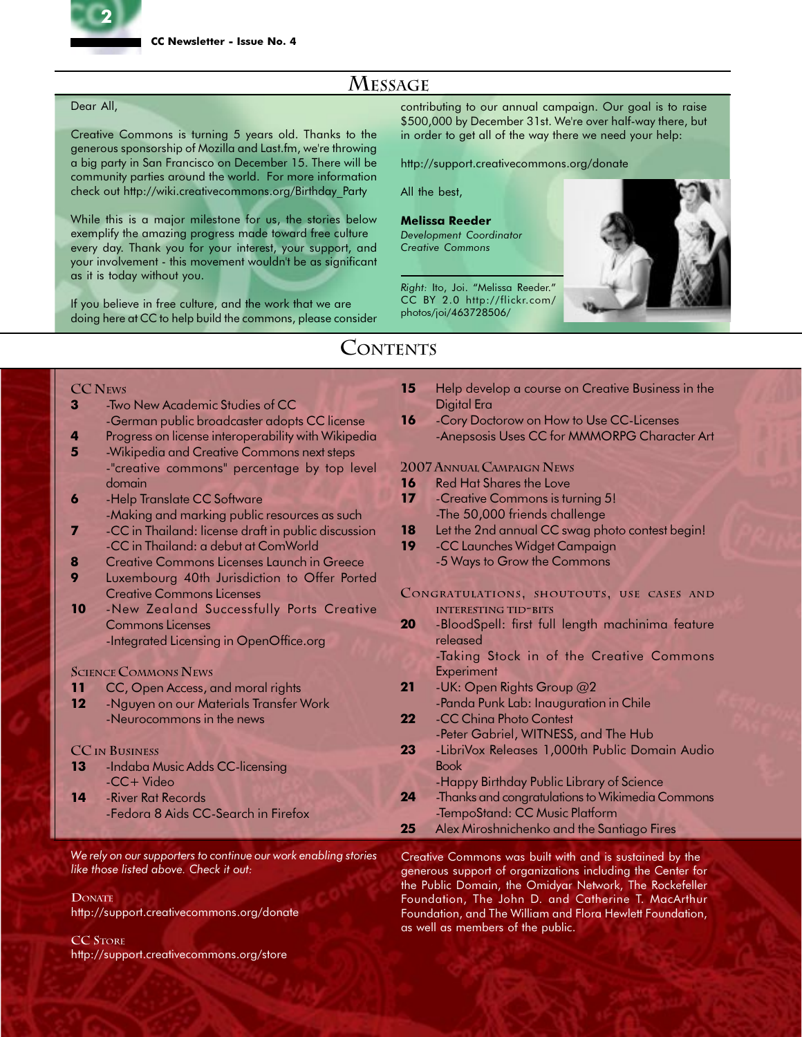# Message

Dear All,

Creative Commons is turning 5 years old. Thanks to the generous sponsorship of Mozilla and Last.fm, we're throwing a big party in San Francisco on December 15. There will be community parties around the world. For more information check out http://wiki.creativecommons.org/Birthday_Party

While this is a major milestone for us, the stories below exemplify the amazing progress made toward free culture every day. Thank you for your interest, your support, and your involvement - this movement wouldn't be as significant as it is today without you.

If you believe in free culture, and the work that we are doing here at CC to help build the commons, please consider contributing to our annual campaign. Our goal is to raise $500,000 by December 31st. We're over half-way there, but in order to get all of the way there we need your help:

http://support.creativecommons.org/donate

All the best,

**Melissa Reeder**
*Development Coordinator*
*Creative Commons*

*Right:* Ito, Joi. "Melissa Reeder." CC BY 2.0 http://flickr.com/photos/joi/463728506/

# Contents

## CC News

**3** -Two New Academic Studies of CC
-German public broadcaster adopts CC license

**4** Progress on license interoperability with Wikipedia

**5** -Wikipedia and Creative Commons next steps
-"creative commons" percentage by top level domain

**6** -Help Translate CC Software
-Making and marking public resources as such

**7** -CC in Thailand: license draft in public discussion
-CC in Thailand: a debut at ComWorld

**8** Creative Commons Licenses Launch in Greece

**9** Luxembourg 40th Jurisdiction to Offer Ported Creative Commons Licenses

**10** -New Zealand Successfully Ports Creative Commons Licenses
-Integrated Licensing in OpenOffice.org

## Science Commons News

**11** CC, Open Access, and moral rights

**12** -Nguyen on our Materials Transfer Work
-Neurocommons in the news

## CC in Business

**13** -Indaba Music Adds CC-licensing
-CC+ Video

**14** -River Rat Records
-Fedora 8 Aids CC-Search in Firefox

**15** Help develop a course on Creative Business in the Digital Era

**16** -Cory Doctorow on How to Use CC-Licenses
-Anepsosis Uses CC for MMMORPG Character Art

## 2007 Annual Campaign News

**16** Red Hat Shares the Love

**17** -Creative Commons is turning 5!
-The 50,000 friends challenge

**18** Let the 2nd annual CC swag photo contest begin!

**19** -CC Launches Widget Campaign
-5 Ways to Grow the Commons

## Congratulations, shoutouts, use cases and interesting tid-bits

**20** -BloodSpell: first full length machinima feature released
-Taking Stock in of the Creative Commons Experiment

**21** -UK: Open Rights Group @2
-Panda Punk Lab: Inauguration in Chile

**22** -CC China Photo Contest
-Peter Gabriel, WITNESS, and The Hub

**23** -LibriVox Releases 1,000th Public Domain Audio Book
-Happy Birthday Public Library of Science

**24** -Thanks and congratulations to Wikimedia Commons
-TempoStand: CC Music Platform

**25** Alex Miroshnichenko and the Santiago Fires

*We rely on our supporters to continue our work enabling stories like those listed above. Check it out:*

**Donate**
http://support.creativecommons.org/donate

**CC Store**
http://support.creativecommons.org/store

Creative Commons was built with and is sustained by the generous support of organizations including the Center for the Public Domain, the Omidyar Network, The Rockefeller Foundation, The John D. and Catherine T. MacArthur Foundation, and The William and Flora Hewlett Foundation, as well as members of the public.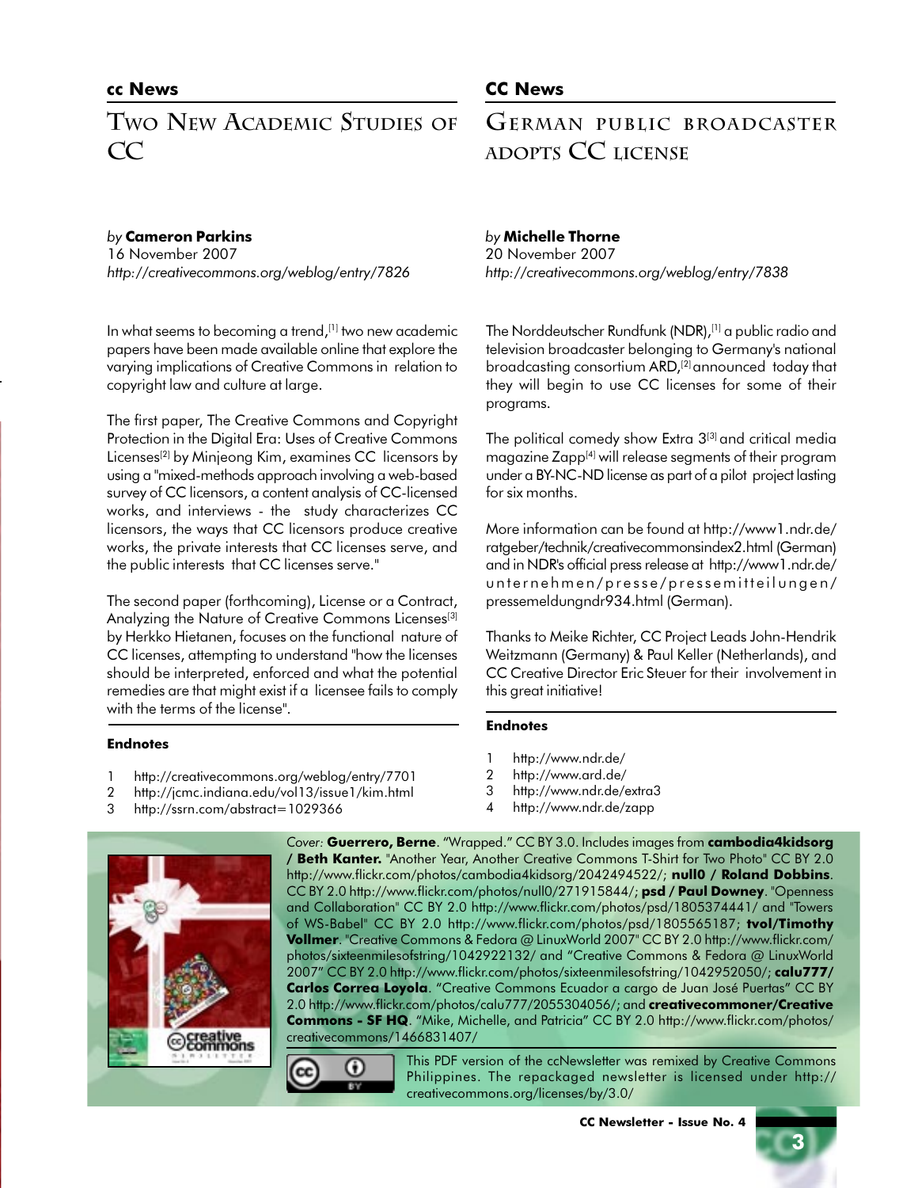## cc News

# Two New Academic Studies of CC

*by* **Cameron Parkins**
16 November 2007
*http://creativecommons.org/weblog/entry/7826*

In what seems to becoming a trend,[1] two new academic papers have been made available online that explore the varying implications of Creative Commons in relation to copyright law and culture at large.

The first paper, The Creative Commons and Copyright Protection in the Digital Era: Uses of Creative Commons Licenses[2] by Minjeong Kim, examines CC licensors by using a "mixed-methods approach involving a web-based survey of CC licensors, a content analysis of CC-licensed works, and interviews - the study characterizes CC licensors, the ways that CC licensors produce creative works, the private interests that CC licenses serve, and the public interests that CC licenses serve."

The second paper (forthcoming), License or a Contract, Analyzing the Nature of Creative Commons Licenses[3] by Herkko Hietanen, focuses on the functional nature of CC licenses, attempting to understand "how the licenses should be interpreted, enforced and what the potential remedies are that might exist if a licensee fails to comply with the terms of the license".

### Endnotes

1. http://creativecommons.org/weblog/entry/7701
2. http://jcmc.indiana.edu/vol13/issue1/kim.html
3. http://ssrn.com/abstract=1029366

## CC News

# German public broadcaster adopts CC license

*by* **Michelle Thorne**
20 November 2007
*http://creativecommons.org/weblog/entry/7838*

The Norddeutscher Rundfunk (NDR),[1] a public radio and television broadcaster belonging to Germany's national broadcasting consortium ARD,[2] announced today that they will begin to use CC licenses for some of their programs.

The political comedy show Extra 3[3] and critical media magazine Zapp[4] will release segments of their program under a BY-NC-ND license as part of a pilot project lasting for six months.

More information can be found at http://www1.ndr.de/ratgeber/technik/creativecommonsindex2.html (German) and in NDR's official press release at http://www1.ndr.de/unternehmen/presse/pressemitteilungen/pressemeldungndr934.html (German).

Thanks to Meike Richter, CC Project Leads John-Hendrik Weitzmann (Germany) & Paul Keller (Netherlands), and CC Creative Director Eric Steuer for their involvement in this great initiative!

### Endnotes

1. http://www.ndr.de/
2. http://www.ard.de/
3. http://www.ndr.de/extra3
4. http://www.ndr.de/zapp

*Cover:* **Guerrero, Berne**. "Wrapped." CC BY 3.0. Includes images from **cambodia4kidsorg / Beth Kanter.** "Another Year, Another Creative Commons T-Shirt for Two Photo" CC BY 2.0 http://www.flickr.com/photos/cambodia4kidsorg/2042494522/; **null0 / Roland Dobbins**. CC BY 2.0 http://www.flickr.com/photos/null0/271915844/; **psd / Paul Downey**. "Openness and Collaboration" CC BY 2.0 http://www.flickr.com/photos/psd/1805374441/ and "Towers of WS-Babel" CC BY 2.0 http://www.flickr.com/photos/psd/1805565187; **tvol/Timothy Vollmer**. "Creative Commons & Fedora @ LinuxWorld 2007" CC BY 2.0 http://www.flickr.com/photos/sixteenmilesofstring/1042922132/ and "Creative Commons & Fedora @ LinuxWorld 2007" CC BY 2.0 http://www.flickr.com/photos/sixteenmilesofstring/1042952050/; **calu777/ Carlos Correa Loyola**. "Creative Commons Ecuador a cargo de Juan José Puertas" CC BY 2.0 http://www.flickr.com/photos/calu777/2055304056/; and **creativecommoner/Creative Commons - SF HQ**. "Mike, Michelle, and Patricia" CC BY 2.0 http://www.flickr.com/photos/creativecommons/1466831407/

This PDF version of the ccNewsletter was remixed by Creative Commons Philippines. The repackaged newsletter is licensed under http://creativecommons.org/licenses/by/3.0/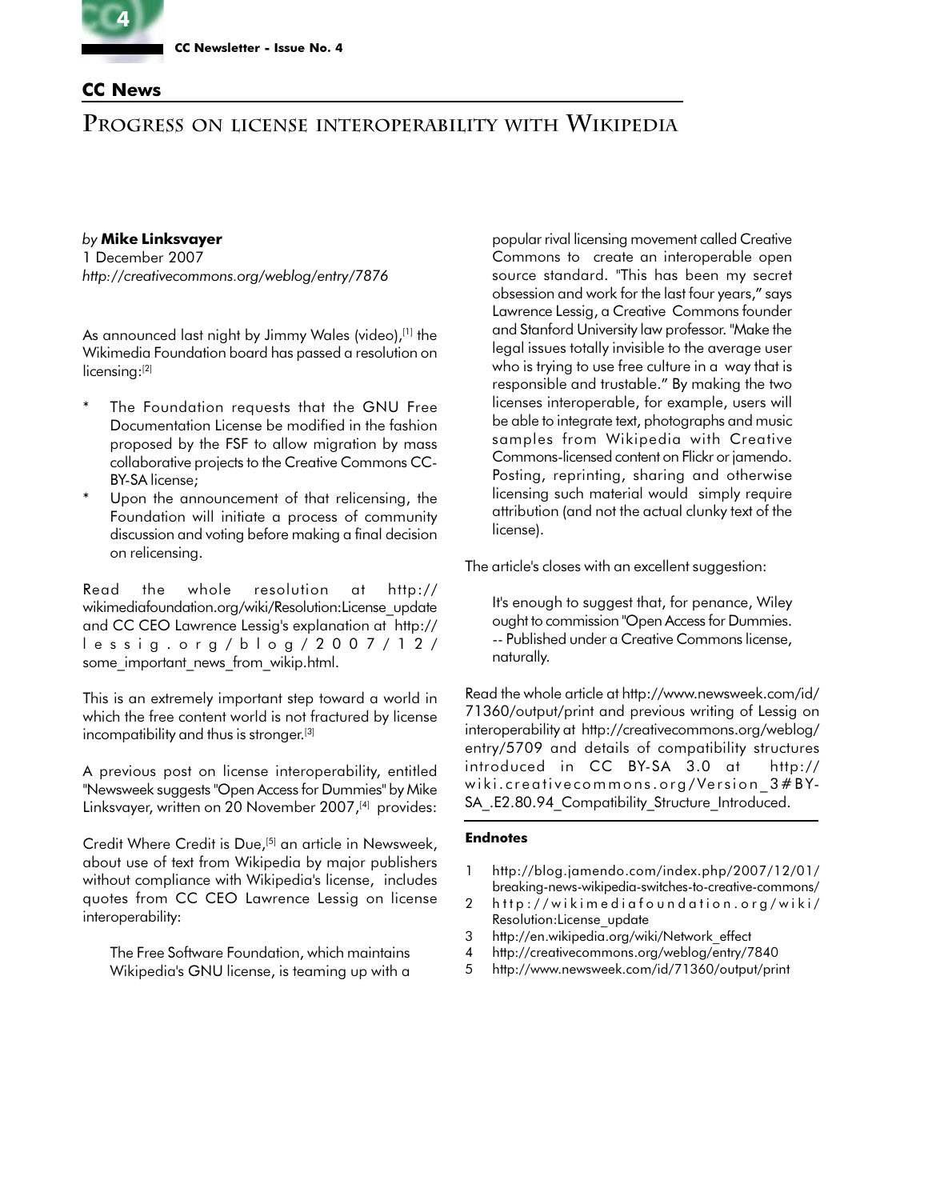## CC News

# Progress on license interoperability with Wikipedia

*by* **Mike Linksvayer**
1 December 2007
*http://creativecommons.org/weblog/entry/7876*

As announced last night by Jimmy Wales (video),[1] the Wikimedia Foundation board has passed a resolution on licensing:[2]

* The Foundation requests that the GNU Free Documentation License be modified in the fashion proposed by the FSF to allow migration by mass collaborative projects to the Creative Commons CC-BY-SA license;
* Upon the announcement of that relicensing, the Foundation will initiate a process of community discussion and voting before making a final decision on relicensing.

Read the whole resolution at http://wikimediafoundation.org/wiki/Resolution:License_update and CC CEO Lawrence Lessig's explanation at http://lessig.org/blog/2007/12/some_important_news_from_wikip.html.

This is an extremely important step toward a world in which the free content world is not fractured by license incompatibility and thus is stronger.[3]

A previous post on license interoperability, entitled "Newsweek suggests "Open Access for Dummies" by Mike Linksvayer, written on 20 November 2007,[4] provides:

Credit Where Credit is Due,[5] an article in Newsweek, about use of text from Wikipedia by major publishers without compliance with Wikipedia's license, includes quotes from CC CEO Lawrence Lessig on license interoperability:

> The Free Software Foundation, which maintains Wikipedia's GNU license, is teaming up with a popular rival licensing movement called Creative Commons to create an interoperable open source standard. "This has been my secret obsession and work for the last four years," says Lawrence Lessig, a Creative Commons founder and Stanford University law professor. "Make the legal issues totally invisible to the average user who is trying to use free culture in a way that is responsible and trustable." By making the two licenses interoperable, for example, users will be able to integrate text, photographs and music samples from Wikipedia with Creative Commons-licensed content on Flickr or jamendo. Posting, reprinting, sharing and otherwise licensing such material would simply require attribution (and not the actual clunky text of the license).

The article's closes with an excellent suggestion:

> It's enough to suggest that, for penance, Wiley ought to commission "Open Access for Dummies. -- Published under a Creative Commons license, naturally.

Read the whole article at http://www.newsweek.com/id/71360/output/print and previous writing of Lessig on interoperability at http://creativecommons.org/weblog/entry/5709 and details of compatibility structures introduced in CC BY-SA 3.0 at http://wiki.creativecommons.org/Version_3#BY-SA_.E2.80.94_Compatibility_Structure_Introduced.

#### Endnotes

1. http://blog.jamendo.com/index.php/2007/12/01/breaking-news-wikipedia-switches-to-creative-commons/
2. http://wikimediafoundation.org/wiki/Resolution:License_update
3. http://en.wikipedia.org/wiki/Network_effect
4. http://creativecommons.org/weblog/entry/7840
5. http://www.newsweek.com/id/71360/output/print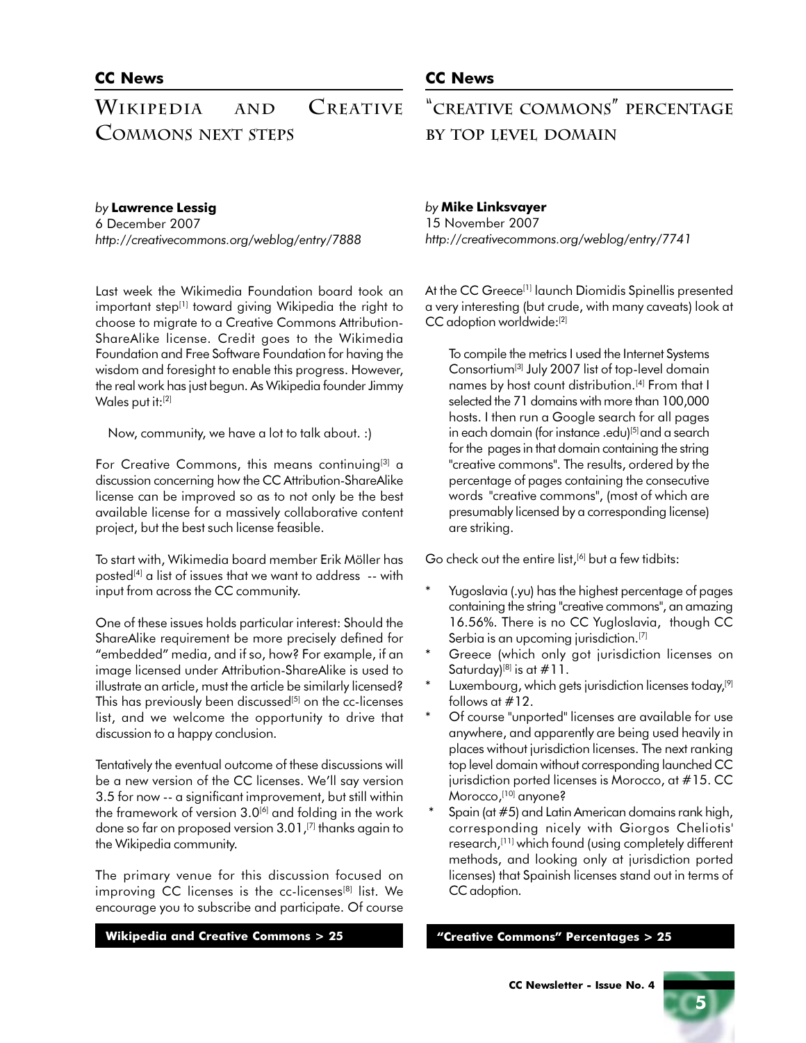## Wikipedia and Creative Commons next steps

*by* **Lawrence Lessig**
6 December 2007
*http://creativecommons.org/weblog/entry/7888*

Last week the Wikimedia Foundation board took an important step[1] toward giving Wikipedia the right to choose to migrate to a Creative Commons Attribution-ShareAlike license. Credit goes to the Wikimedia Foundation and Free Software Foundation for having the wisdom and foresight to enable this progress. However, the real work has just begun. As Wikipedia founder Jimmy Wales put it:[2]

> Now, community, we have a lot to talk about. :)

For Creative Commons, this means continuing[3] a discussion concerning how the CC Attribution-ShareAlike license can be improved so as to not only be the best available license for a massively collaborative content project, but the best such license feasible.

To start with, Wikimedia board member Erik Möller has posted[4] a list of issues that we want to address -- with input from across the CC community.

One of these issues holds particular interest: Should the ShareAlike requirement be more precisely defined for "embedded" media, and if so, how? For example, if an image licensed under Attribution-ShareAlike is used to illustrate an article, must the article be similarly licensed? This has previously been discussed[5] on the cc-licenses list, and we welcome the opportunity to drive that discussion to a happy conclusion.

Tentatively the eventual outcome of these discussions will be a new version of the CC licenses. We'll say version 3.5 for now -- a significant improvement, but still within the framework of version 3.0[6] and folding in the work done so far on proposed version 3.01,[7] thanks again to the Wikipedia community.

The primary venue for this discussion focused on improving CC licenses is the cc-licenses[8] list. We encourage you to subscribe and participate. Of course

**Wikipedia and Creative Commons > 25**

## "Creative Commons" percentage by top level domain

*by* **Mike Linksvayer**
15 November 2007
*http://creativecommons.org/weblog/entry/7741*

At the CC Greece[1] launch Diomidis Spinellis presented a very interesting (but crude, with many caveats) look at CC adoption worldwide:[2]

> To compile the metrics I used the Internet Systems Consortium[3] July 2007 list of top-level domain names by host count distribution.[4] From that I selected the 71 domains with more than 100,000 hosts. I then run a Google search for all pages in each domain (for instance .edu)[5] and a search for the pages in that domain containing the string "creative commons". The results, ordered by the percentage of pages containing the consecutive words "creative commons", (most of which are presumably licensed by a corresponding license) are striking.

Go check out the entire list,[6] but a few tidbits:

* Yugoslavia (.yu) has the highest percentage of pages containing the string "creative commons", an amazing 16.56%. There is no CC Yugloslavia, though CC Serbia is an upcoming jurisdiction.[7]
* Greece (which only got jurisdiction licenses on Saturday)[8] is at #11.
* Luxembourg, which gets jurisdiction licenses today,[9] follows at #12.
* Of course "unported" licenses are available for use anywhere, and apparently are being used heavily in places without jurisdiction licenses. The next ranking top level domain without corresponding launched CC jurisdiction ported licenses is Morocco, at #15. CC Morocco,[10] anyone?
* Spain (at #5) and Latin American domains rank high, corresponding nicely with Giorgos Cheliotis' research,[11] which found (using completely different methods, and looking only at jurisdiction ported licenses) that Spainish licenses stand out in terms of CC adoption.

**"Creative Commons" Percentages > 25**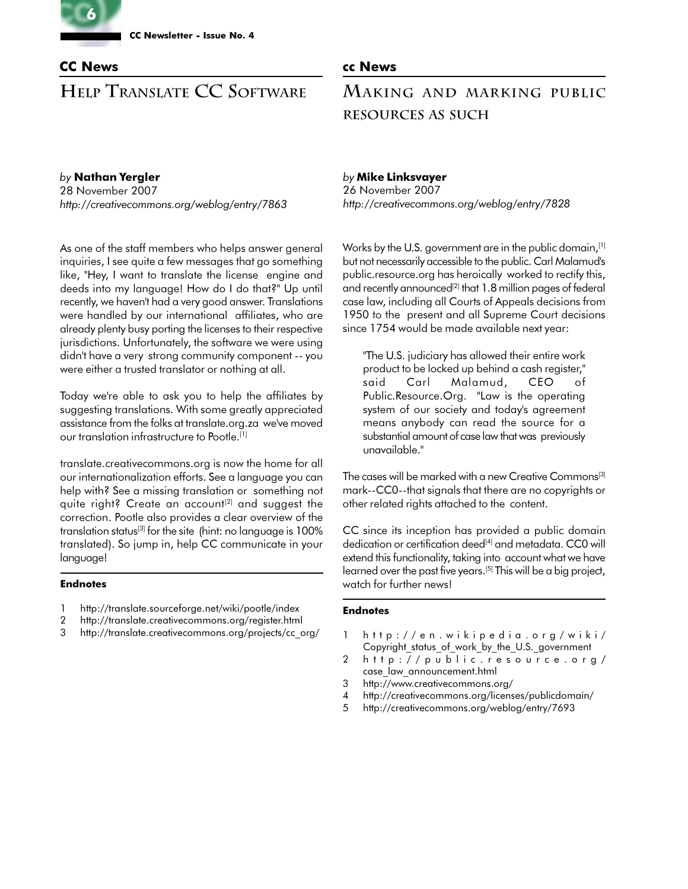## CC News

# Help Translate CC Software

*by* **Nathan Yergler**
28 November 2007
*http://creativecommons.org/weblog/entry/7863*

As one of the staff members who helps answer general inquiries, I see quite a few messages that go something like, "Hey, I want to translate the license engine and deeds into my language! How do I do that?" Up until recently, we haven't had a very good answer. Translations were handled by our international affiliates, who are already plenty busy porting the licenses to their respective jurisdictions. Unfortunately, the software we were using didn't have a very strong community component -- you were either a trusted translator or nothing at all.

Today we're able to ask you to help the affiliates by suggesting translations. With some greatly appreciated assistance from the folks at translate.org.za we've moved our translation infrastructure to Pootle.[1]

translate.creativecommons.org is now the home for all our internationalization efforts. See a language you can help with? See a missing translation or something not quite right? Create an account[2] and suggest the correction. Pootle also provides a clear overview of the translation status[3] for the site (hint: no language is 100% translated). So jump in, help CC communicate in your language!

**Endnotes**

1. http://translate.sourceforge.net/wiki/pootle/index
2. http://translate.creativecommons.org/register.html
3. http://translate.creativecommons.org/projects/cc_org/

## cc News

# Making and marking public resources as such

*by* **Mike Linksvayer**
26 November 2007
*http://creativecommons.org/weblog/entry/7828*

Works by the U.S. government are in the public domain,[1] but not necessarily accessible to the public. Carl Malamud's public.resource.org has heroically worked to rectify this, and recently announced[2] that 1.8 million pages of federal case law, including all Courts of Appeals decisions from 1950 to the present and all Supreme Court decisions since 1754 would be made available next year:

> "The U.S. judiciary has allowed their entire work product to be locked up behind a cash register," said Carl Malamud, CEO of Public.Resource.Org. "Law is the operating system of our society and today's agreement means anybody can read the source for a substantial amount of case law that was previously unavailable."

The cases will be marked with a new Creative Commons[3] mark--CC0--that signals that there are no copyrights or other related rights attached to the content.

CC since its inception has provided a public domain dedication or certification deed[4] and metadata. CC0 will extend this functionality, taking into account what we have learned over the past five years.[5] This will be a big project, watch for further news!

**Endnotes**

1. http://en.wikipedia.org/wiki/Copyright_status_of_work_by_the_U.S._government
2. http://public.resource.org/case_law_announcement.html
3. http://www.creativecommons.org/
4. http://creativecommons.org/licenses/publicdomain/
5. http://creativecommons.org/weblog/entry/7693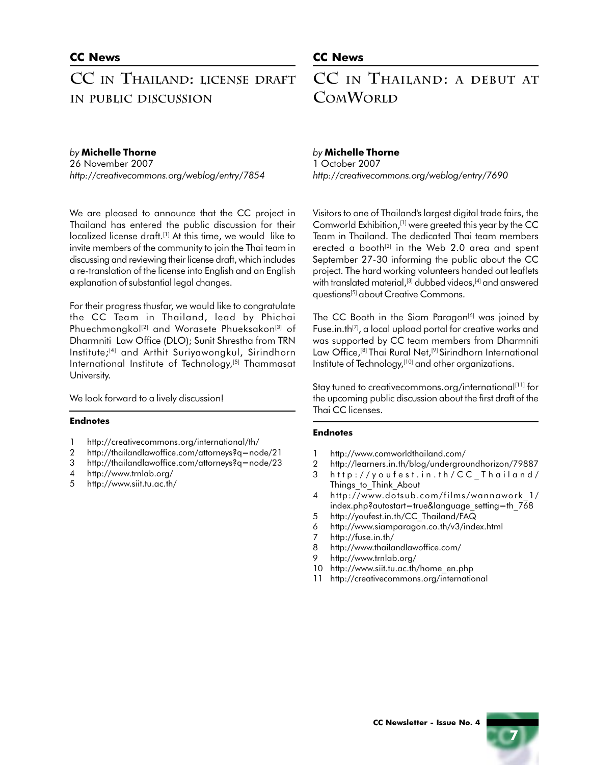**CC News**

# CC in Thailand: license draft in public discussion

*by* **Michelle Thorne**
26 November 2007
*http://creativecommons.org/weblog/entry/7854*

We are pleased to announce that the CC project in Thailand has entered the public discussion for their localized license draft.[1] At this time, we would like to invite members of the community to join the Thai team in discussing and reviewing their license draft, which includes a re-translation of the license into English and an English explanation of substantial legal changes.

For their progress thusfar, we would like to congratulate the CC Team in Thailand, lead by Phichai Phuechmongkol[2] and Worasete Phueksakon[3] of Dharmniti Law Office (DLO); Sunit Shrestha from TRN Institute;[4] and Arthit Suriyawongkul, Sirindhorn International Institute of Technology,[5] Thammasat University.

We look forward to a lively discussion!

**Endnotes**

1. http://creativecommons.org/international/th/
2. http://thailandlawoffice.com/attorneys?q=node/21
3. http://thailandlawoffice.com/attorneys?q=node/23
4. http://www.trnlab.org/
5. http://www.siit.tu.ac.th/

**CC News**

# CC in Thailand: a debut at ComWorld

*by* **Michelle Thorne**
1 October 2007
*http://creativecommons.org/weblog/entry/7690*

Visitors to one of Thailand's largest digital trade fairs, the Comworld Exhibition,[1] were greeted this year by the CC Team in Thailand. The dedicated Thai team members erected a booth[2] in the Web 2.0 area and spent September 27-30 informing the public about the CC project. The hard working volunteers handed out leaflets with translated material,[3] dubbed videos,[4] and answered questions[5] about Creative Commons.

The CC Booth in the Siam Paragon[6] was joined by Fuse.in.th[7], a local upload portal for creative works and was supported by CC team members from Dharmniti Law Office,[8] Thai Rural Net,[9] Sirindhorn International Institute of Technology,[10] and other organizations.

Stay tuned to creativecommons.org/international[11] for the upcoming public discussion about the first draft of the Thai CC licenses.

**Endnotes**

1. http://www.comworldthailand.com/
2. http://learners.in.th/blog/undergroundhorizon/79887
3. http://youfest.in.th/CC_Thailand/Things_to_Think_About
4. http://www.dotsub.com/films/wannawork_1/index.php?autostart=true&language_setting=th_768
5. http://youfest.in.th/CC_Thailand/FAQ
6. http://www.siamparagon.co.th/v3/index.html
7. http://fuse.in.th/
8. http://www.thailandlawoffice.com/
9. http://www.trnlab.org/
10. http://www.siit.tu.ac.th/home_en.php
11. http://creativecommons.org/international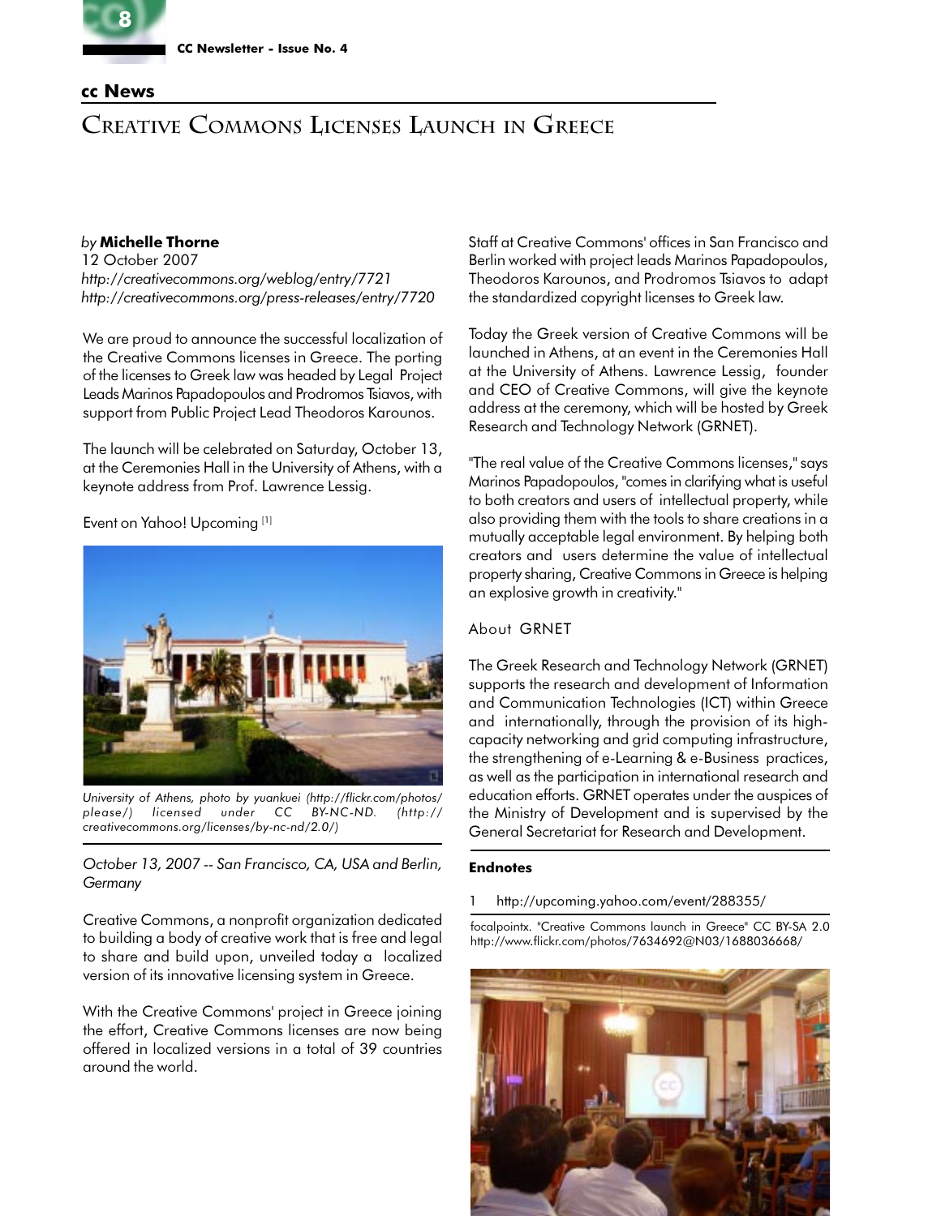## cc News

# Creative Commons Licenses Launch in Greece

*by* **Michelle Thorne**
12 October 2007
*http://creativecommons.org/weblog/entry/7721*
*http://creativecommons.org/press-releases/entry/7720*

We are proud to announce the successful localization of the Creative Commons licenses in Greece. The porting of the licenses to Greek law was headed by Legal Project Leads Marinos Papadopoulos and Prodromos Tsiavos, with support from Public Project Lead Theodoros Karounos.

The launch will be celebrated on Saturday, October 13, at the Ceremonies Hall in the University of Athens, with a keynote address from Prof. Lawrence Lessig.

Event on Yahoo! Upcoming [1]

*University of Athens, photo by yuankuei (http://flickr.com/photos/please/) licensed under CC BY-NC-ND. (http://creativecommons.org/licenses/by-nc-nd/2.0/)*

*October 13, 2007 -- San Francisco, CA, USA and Berlin, Germany*

Creative Commons, a nonprofit organization dedicated to building a body of creative work that is free and legal to share and build upon, unveiled today a localized version of its innovative licensing system in Greece.

With the Creative Commons' project in Greece joining the effort, Creative Commons licenses are now being offered in localized versions in a total of 39 countries around the world.

Staff at Creative Commons' offices in San Francisco and Berlin worked with project leads Marinos Papadopoulos, Theodoros Karounos, and Prodromos Tsiavos to adapt the standardized copyright licenses to Greek law.

Today the Greek version of Creative Commons will be launched in Athens, at an event in the Ceremonies Hall at the University of Athens. Lawrence Lessig, founder and CEO of Creative Commons, will give the keynote address at the ceremony, which will be hosted by Greek Research and Technology Network (GRNET).

"The real value of the Creative Commons licenses," says Marinos Papadopoulos, "comes in clarifying what is useful to both creators and users of intellectual property, while also providing them with the tools to share creations in a mutually acceptable legal environment. By helping both creators and users determine the value of intellectual property sharing, Creative Commons in Greece is helping an explosive growth in creativity."

About GRNET

The Greek Research and Technology Network (GRNET) supports the research and development of Information and Communication Technologies (ICT) within Greece and internationally, through the provision of its high-capacity networking and grid computing infrastructure, the strengthening of e-Learning & e-Business practices, as well as the participation in international research and education efforts. GRNET operates under the auspices of the Ministry of Development and is supervised by the General Secretariat for Research and Development.

### Endnotes

1 http://upcoming.yahoo.com/event/288355/

focalpointx. "Creative Commons launch in Greece" CC BY-SA 2.0 http://www.flickr.com/photos/7634692@N03/1688036668/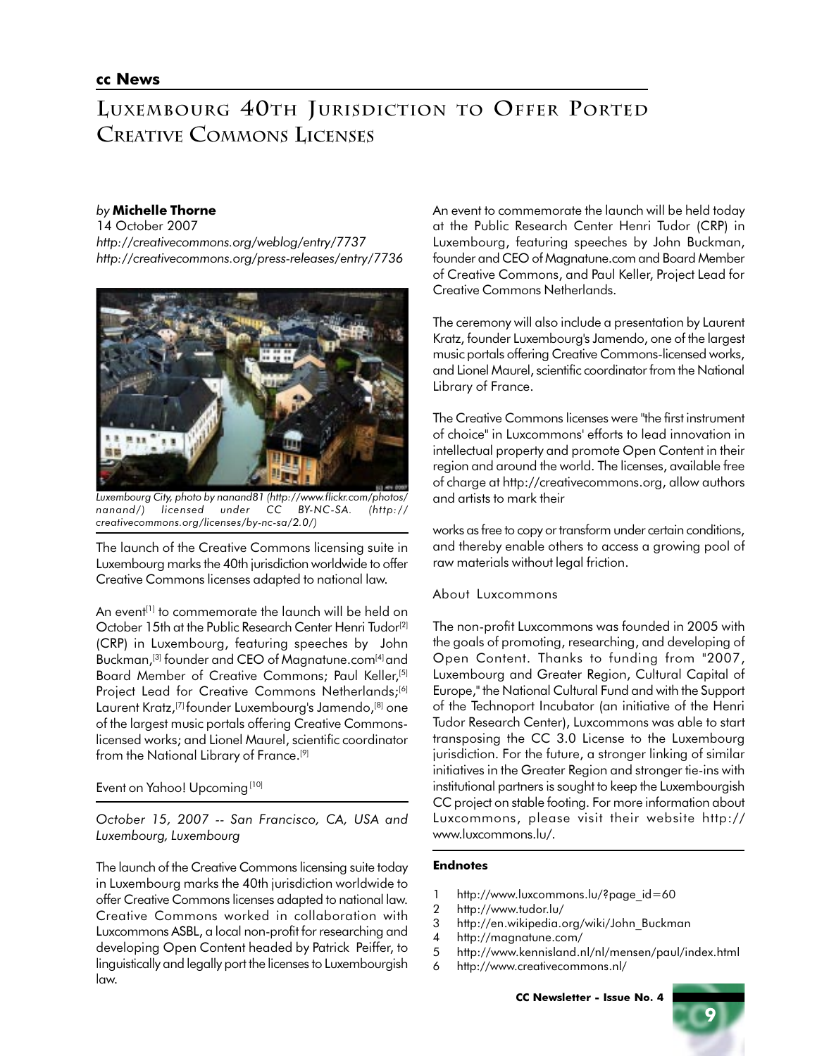## cc News

# Luxembourg 40th Jurisdiction to Offer Ported Creative Commons Licenses

*by* **Michelle Thorne**
14 October 2007
*http://creativecommons.org/weblog/entry/7737*
*http://creativecommons.org/press-releases/entry/7736*

*Luxembourg City, photo by nanand81 (http://www.flickr.com/photos/nanand/) licensed under CC BY-NC-SA. (http://creativecommons.org/licenses/by-nc-sa/2.0/)*

The launch of the Creative Commons licensing suite in Luxembourg marks the 40th jurisdiction worldwide to offer Creative Commons licenses adapted to national law.

An event[1] to commemorate the launch will be held on October 15th at the Public Research Center Henri Tudor[2] (CRP) in Luxembourg, featuring speeches by John Buckman,[3] founder and CEO of Magnatune.com[4] and Board Member of Creative Commons; Paul Keller,[5] Project Lead for Creative Commons Netherlands;[6] Laurent Kratz,[7] founder Luxembourg's Jamendo,[8] one of the largest music portals offering Creative Commons-licensed works; and Lionel Maurel, scientific coordinator from the National Library of France.[9]

Event on Yahoo! Upcoming [10]

*October 15, 2007 -- San Francisco, CA, USA and Luxembourg, Luxembourg*

The launch of the Creative Commons licensing suite today in Luxembourg marks the 40th jurisdiction worldwide to offer Creative Commons licenses adapted to national law. Creative Commons worked in collaboration with Luxcommons ASBL, a local non-profit for researching and developing Open Content headed by Patrick Peiffer, to linguistically and legally port the licenses to Luxembourgish law.

An event to commemorate the launch will be held today at the Public Research Center Henri Tudor (CRP) in Luxembourg, featuring speeches by John Buckman, founder and CEO of Magnatune.com and Board Member of Creative Commons, and Paul Keller, Project Lead for Creative Commons Netherlands.

The ceremony will also include a presentation by Laurent Kratz, founder Luxembourg's Jamendo, one of the largest music portals offering Creative Commons-licensed works, and Lionel Maurel, scientific coordinator from the National Library of France.

The Creative Commons licenses were "the first instrument of choice" in Luxcommons' efforts to lead innovation in intellectual property and promote Open Content in their region and around the world. The licenses, available free of charge at http://creativecommons.org, allow authors and artists to mark their works as free to copy or transform under certain conditions, and thereby enable others to access a growing pool of raw materials without legal friction.

About Luxcommons

The non-profit Luxcommons was founded in 2005 with the goals of promoting, researching, and developing of Open Content. Thanks to funding from "2007, Luxembourg and Greater Region, Cultural Capital of Europe," the National Cultural Fund and with the Support of the Technoport Incubator (an initiative of the Henri Tudor Research Center), Luxcommons was able to start transposing the CC 3.0 License to the Luxembourg jurisdiction. For the future, a stronger linking of similar initiatives in the Greater Region and stronger tie-ins with institutional partners is sought to keep the Luxembourgish CC project on stable footing. For more information about Luxcommons, please visit their website http://www.luxcommons.lu/.

**Endnotes**

1 http://www.luxcommons.lu/?page_id=60
2 http://www.tudor.lu/
3 http://en.wikipedia.org/wiki/John_Buckman
4 http://magnatune.com/
5 http://www.kennisland.nl/nl/mensen/paul/index.html
6 http://www.creativecommons.nl/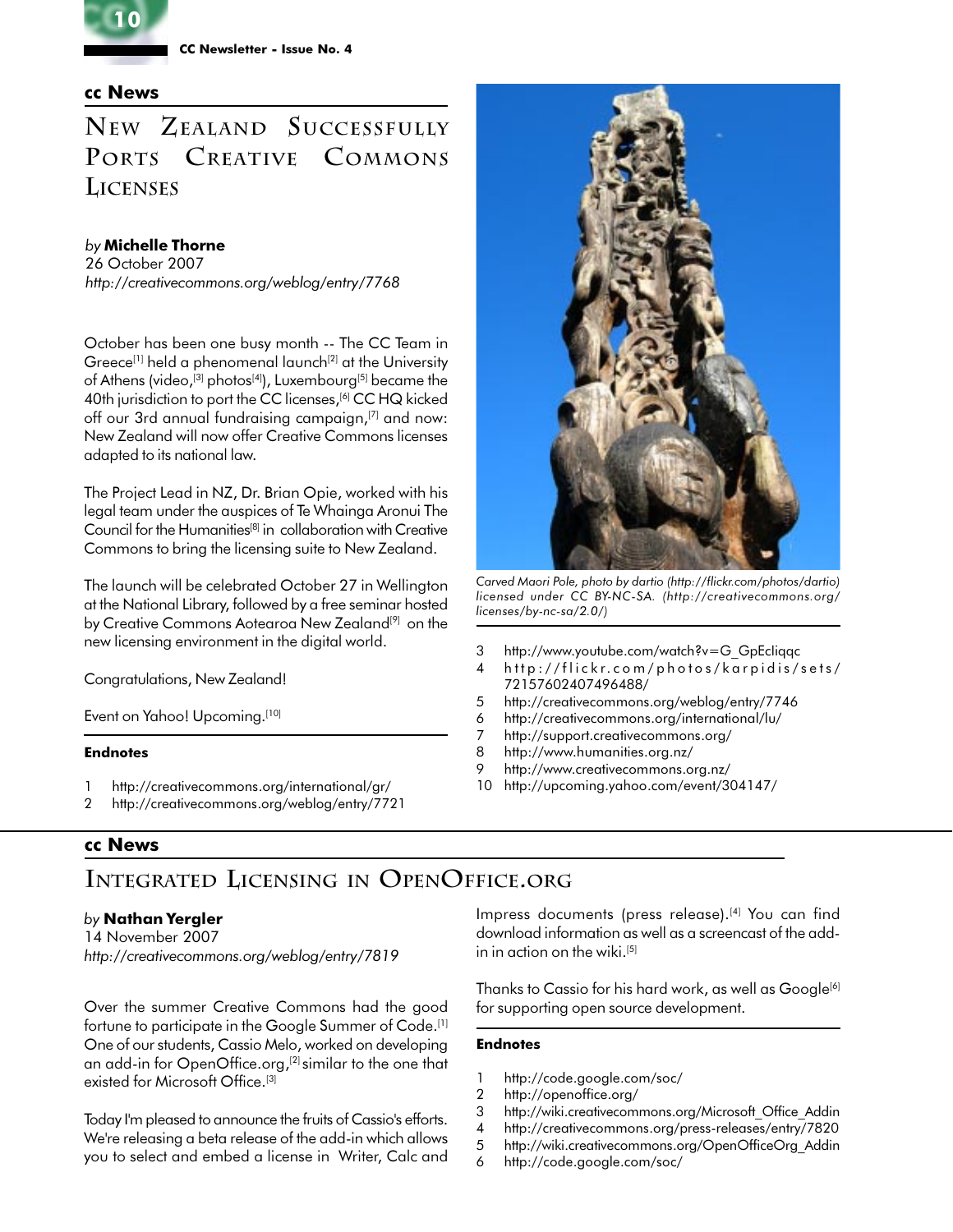## cc News

# New Zealand Successfully Ports Creative Commons Licenses

*by* **Michelle Thorne**
26 October 2007
*http://creativecommons.org/weblog/entry/7768*

October has been one busy month -- The CC Team in Greece[1] held a phenomenal launch[2] at the University of Athens (video,[3] photos[4]), Luxembourg[5] became the 40th jurisdiction to port the CC licenses,[6] CC HQ kicked off our 3rd annual fundraising campaign,[7] and now: New Zealand will now offer Creative Commons licenses adapted to its national law.

The Project Lead in NZ, Dr. Brian Opie, worked with his legal team under the auspices of Te Whainga Aronui The Council for the Humanities[8] in collaboration with Creative Commons to bring the licensing suite to New Zealand.

The launch will be celebrated October 27 in Wellington at the National Library, followed by a free seminar hosted by Creative Commons Aotearoa New Zealand[9] on the new licensing environment in the digital world.

Congratulations, New Zealand!

Event on Yahoo! Upcoming.[10]

*Carved Maori Pole, photo by dartio (http://flickr.com/photos/dartio) licensed under CC BY-NC-SA. (http://creativecommons.org/licenses/by-nc-sa/2.0/)*

#### Endnotes

1 http://creativecommons.org/international/gr/
2 http://creativecommons.org/weblog/entry/7721
3 http://www.youtube.com/watch?v=G_GpEcliqqc
4 http://flickr.com/photos/karpidis/sets/72157602407496488/
5 http://creativecommons.org/weblog/entry/7746
6 http://creativecommons.org/international/lu/
7 http://support.creativecommons.org/
8 http://www.humanities.org.nz/
9 http://www.creativecommons.org.nz/
10 http://upcoming.yahoo.com/event/304147/

## cc News

# Integrated Licensing in OpenOffice.org

*by* **Nathan Yergler**
14 November 2007
*http://creativecommons.org/weblog/entry/7819*

Over the summer Creative Commons had the good fortune to participate in the Google Summer of Code.[1] One of our students, Cassio Melo, worked on developing an add-in for OpenOffice.org,[2] similar to the one that existed for Microsoft Office.[3]

Today I'm pleased to announce the fruits of Cassio's efforts. We're releasing a beta release of the add-in which allows you to select and embed a license in Writer, Calc and Impress documents (press release).[4] You can find download information as well as a screencast of the add-in in action on the wiki.[5]

Thanks to Cassio for his hard work, as well as Google[6] for supporting open source development.

#### Endnotes

1 http://code.google.com/soc/
2 http://openoffice.org/
3 http://wiki.creativecommons.org/Microsoft_Office_Addin
4 http://creativecommons.org/press-releases/entry/7820
5 http://wiki.creativecommons.org/OpenOfficeOrg_Addin
6 http://code.google.com/soc/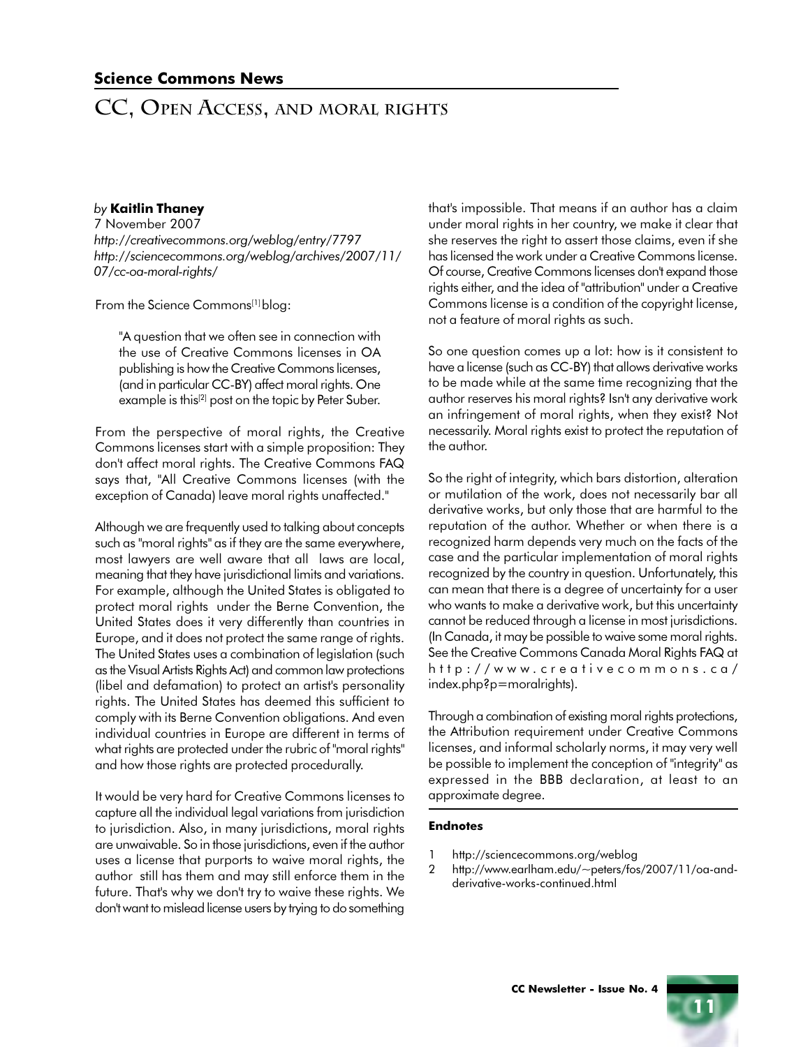**Science Commons News**

# CC, Open Access, and moral rights

*by* **Kaitlin Thaney**
7 November 2007
*http://creativecommons.org/weblog/entry/7797*
*http://sciencecommons.org/weblog/archives/2007/11/07/cc-oa-moral-rights/*

From the Science Commons[1] blog:

> "A question that we often see in connection with the use of Creative Commons licenses in OA publishing is how the Creative Commons licenses, (and in particular CC-BY) affect moral rights. One example is this[2] post on the topic by Peter Suber.

From the perspective of moral rights, the Creative Commons licenses start with a simple proposition: They don't affect moral rights. The Creative Commons FAQ says that, "All Creative Commons licenses (with the exception of Canada) leave moral rights unaffected."

Although we are frequently used to talking about concepts such as "moral rights" as if they are the same everywhere, most lawyers are well aware that all laws are local, meaning that they have jurisdictional limits and variations. For example, although the United States is obligated to protect moral rights under the Berne Convention, the United States does it very differently than countries in Europe, and it does not protect the same range of rights. The United States uses a combination of legislation (such as the Visual Artists Rights Act) and common law protections (libel and defamation) to protect an artist's personality rights. The United States has deemed this sufficient to comply with its Berne Convention obligations. And even individual countries in Europe are different in terms of what rights are protected under the rubric of "moral rights" and how those rights are protected procedurally.

It would be very hard for Creative Commons licenses to capture all the individual legal variations from jurisdiction to jurisdiction. Also, in many jurisdictions, moral rights are unwaivable. So in those jurisdictions, even if the author uses a license that purports to waive moral rights, the author still has them and may still enforce them in the future. That's why we don't try to waive these rights. We don't want to mislead license users by trying to do something that's impossible. That means if an author has a claim under moral rights in her country, we make it clear that she reserves the right to assert those claims, even if she has licensed the work under a Creative Commons license. Of course, Creative Commons licenses don't expand those rights either, and the idea of "attribution" under a Creative Commons license is a condition of the copyright license, not a feature of moral rights as such.

So one question comes up a lot: how is it consistent to have a license (such as CC-BY) that allows derivative works to be made while at the same time recognizing that the author reserves his moral rights? Isn't any derivative work an infringement of moral rights, when they exist? Not necessarily. Moral rights exist to protect the reputation of the author.

So the right of integrity, which bars distortion, alteration or mutilation of the work, does not necessarily bar all derivative works, but only those that are harmful to the reputation of the author. Whether or when there is a recognized harm depends very much on the facts of the case and the particular implementation of moral rights recognized by the country in question. Unfortunately, this can mean that there is a degree of uncertainty for a user who wants to make a derivative work, but this uncertainty cannot be reduced through a license in most jurisdictions. (In Canada, it may be possible to waive some moral rights. See the Creative Commons Canada Moral Rights FAQ at http://www.creativecommons.ca/index.php?p=moralrights).

Through a combination of existing moral rights protections, the Attribution requirement under Creative Commons licenses, and informal scholarly norms, it may very well be possible to implement the conception of "integrity" as expressed in the BBB declaration, at least to an approximate degree.

**Endnotes**

1 http://sciencecommons.org/weblog
2 http://www.earlham.edu/~peters/fos/2007/11/oa-and-derivative-works-continued.html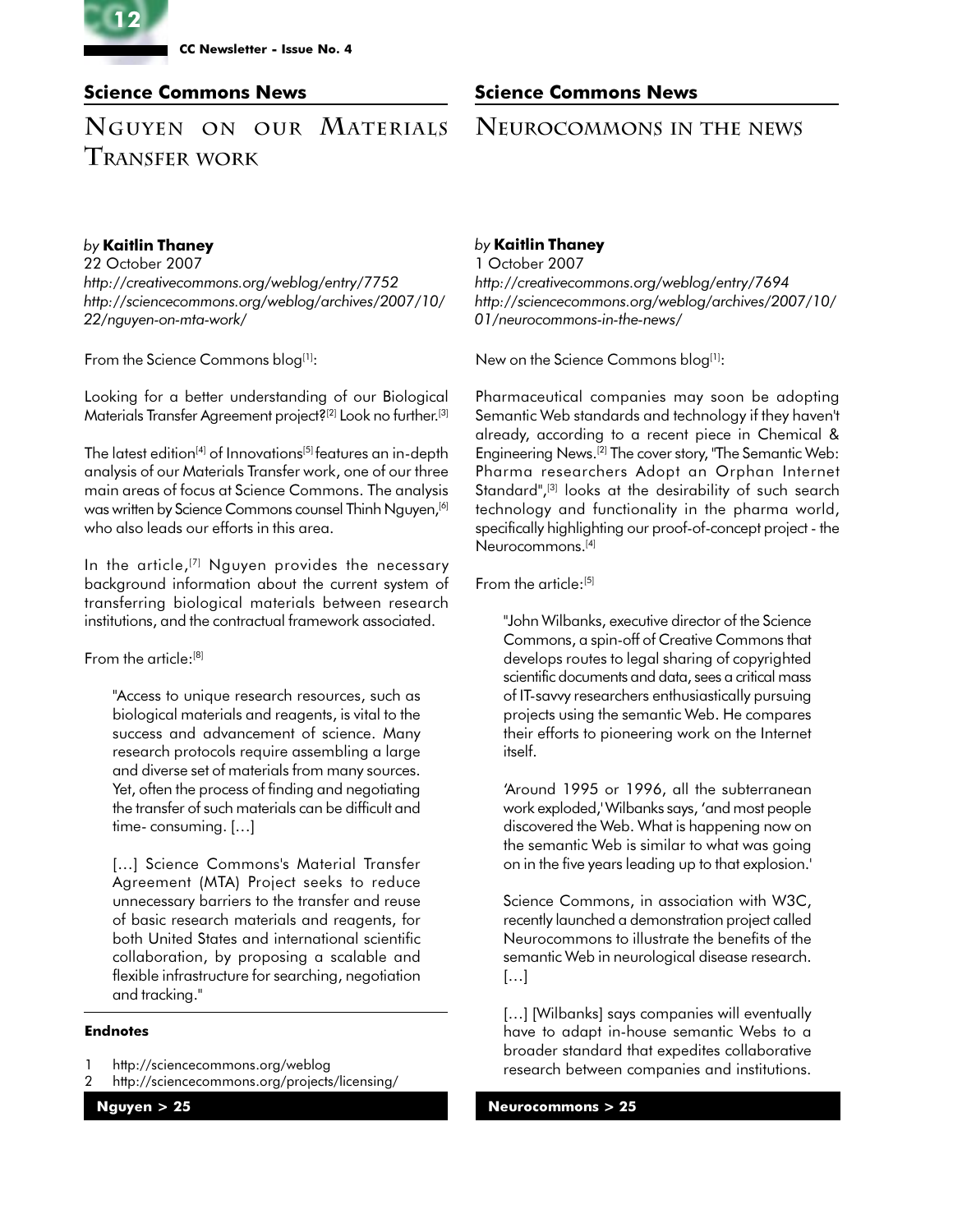## Science Commons News

# Nguyen on our Materials Transfer work

*by* **Kaitlin Thaney**
22 October 2007
*http://creativecommons.org/weblog/entry/7752*
*http://sciencecommons.org/weblog/archives/2007/10/22/nguyen-on-mta-work/*

From the Science Commons blog[1]:

Looking for a better understanding of our Biological Materials Transfer Agreement project?[2] Look no further.[3]

The latest edition[4] of Innovations[5] features an in-depth analysis of our Materials Transfer work, one of our three main areas of focus at Science Commons. The analysis was written by Science Commons counsel Thinh Nguyen,[6] who also leads our efforts in this area.

In the article,[7] Nguyen provides the necessary background information about the current system of transferring biological materials between research institutions, and the contractual framework associated.

From the article:[8]

> "Access to unique research resources, such as biological materials and reagents, is vital to the success and advancement of science. Many research protocols require assembling a large and diverse set of materials from many sources. Yet, often the process of finding and negotiating the transfer of such materials can be difficult and time- consuming. […]
>
> […] Science Commons's Material Transfer Agreement (MTA) Project seeks to reduce unnecessary barriers to the transfer and reuse of basic research materials and reagents, for both United States and international scientific collaboration, by proposing a scalable and flexible infrastructure for searching, negotiation and tracking."

### Endnotes

1. http://sciencecommons.org/weblog
2. http://sciencecommons.org/projects/licensing/

**Nguyen > 25**

## Science Commons News

# Neurocommons in the news

*by* **Kaitlin Thaney**
1 October 2007
*http://creativecommons.org/weblog/entry/7694*
*http://sciencecommons.org/weblog/archives/2007/10/01/neurocommons-in-the-news/*

New on the Science Commons blog[1]:

Pharmaceutical companies may soon be adopting Semantic Web standards and technology if they haven't already, according to a recent piece in Chemical & Engineering News.[2] The cover story, "The Semantic Web: Pharma researchers Adopt an Orphan Internet Standard",[3] looks at the desirability of such search technology and functionality in the pharma world, specifically highlighting our proof-of-concept project - the Neurocommons.[4]

From the article:[5]

> "John Wilbanks, executive director of the Science Commons, a spin-off of Creative Commons that develops routes to legal sharing of copyrighted scientific documents and data, sees a critical mass of IT-savvy researchers enthusiastically pursuing projects using the semantic Web. He compares their efforts to pioneering work on the Internet itself.
>
> 'Around 1995 or 1996, all the subterranean work exploded,' Wilbanks says, 'and most people discovered the Web. What is happening now on the semantic Web is similar to what was going on in the five years leading up to that explosion.'
>
> Science Commons, in association with W3C, recently launched a demonstration project called Neurocommons to illustrate the benefits of the semantic Web in neurological disease research. […]
>
> […] [Wilbanks] says companies will eventually have to adapt in-house semantic Webs to a broader standard that expedites collaborative research between companies and institutions.

**Neurocommons > 25**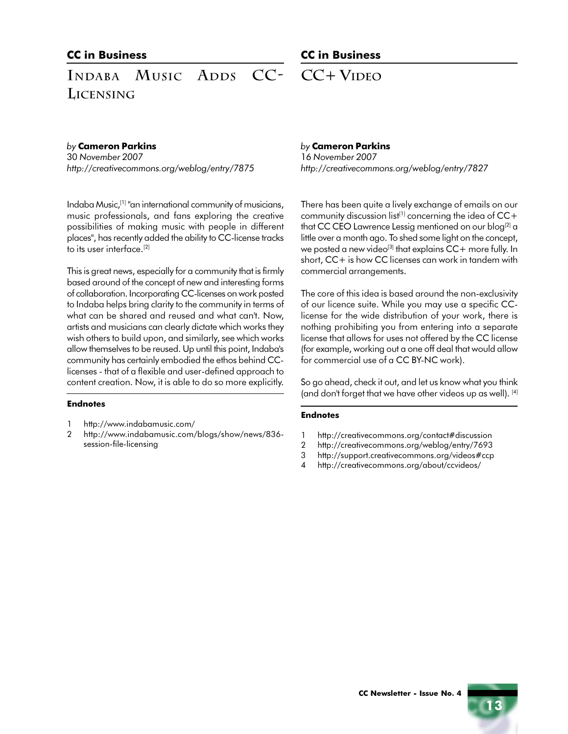## CC in Business

# Indaba Music Adds CC-Licensing

*by* **Cameron Parkins**
*30 November 2007*
*http://creativecommons.org/weblog/entry/7875*

Indaba Music,[1] "an international community of musicians, music professionals, and fans exploring the creative possibilities of making music with people in different places", has recently added the ability to CC-license tracks to its user interface.[2]

This is great news, especially for a community that is firmly based around of the concept of new and interesting forms of collaboration. Incorporating CC-licenses on work posted to Indaba helps bring clarity to the community in terms of what can be shared and reused and what can't. Now, artists and musicians can clearly dictate which works they wish others to build upon, and similarly, see which works allow themselves to be reused. Up until this point, Indaba's community has certainly embodied the ethos behind CC-licenses - that of a flexible and user-defined approach to content creation. Now, it is able to do so more explicitly.

**Endnotes**

1 http://www.indabamusic.com/
2 http://www.indabamusic.com/blogs/show/news/836-session-file-licensing

## CC in Business

# CC+ Video

*by* **Cameron Parkins**
*16 November 2007*
*http://creativecommons.org/weblog/entry/7827*

There has been quite a lively exchange of emails on our community discussion list[1] concerning the idea of CC+ that CC CEO Lawrence Lessig mentioned on our blog[2] a little over a month ago. To shed some light on the concept, we posted a new video[3] that explains CC+ more fully. In short, CC+ is how CC licenses can work in tandem with commercial arrangements.

The core of this idea is based around the non-exclusivity of our licence suite. While you may use a specific CC-license for the wide distribution of your work, there is nothing prohibiting you from entering into a separate license that allows for uses not offered by the CC license (for example, working out a one off deal that would allow for commercial use of a CC BY-NC work).

So go ahead, check it out, and let us know what you think (and don't forget that we have other videos up as well). [4]

**Endnotes**

1 http://creativecommons.org/contact#discussion
2 http://creativecommons.org/weblog/entry/7693
3 http://support.creativecommons.org/videos#ccp
4 http://creativecommons.org/about/ccvideos/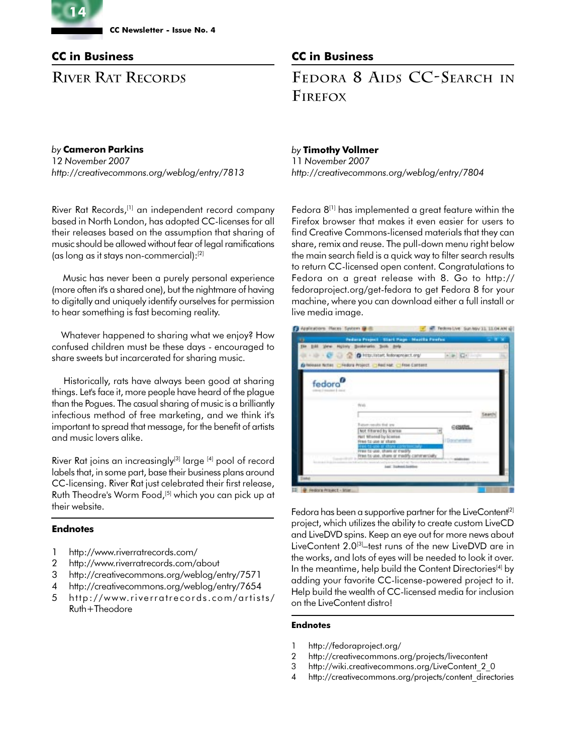## CC in Business

# River Rat Records

*by* **Cameron Parkins**
*12 November 2007*
*http://creativecommons.org/weblog/entry/7813*

River Rat Records,[1] an independent record company based in North London, has adopted CC-licenses for all their releases based on the assumption that sharing of music should be allowed without fear of legal ramifications (as long as it stays non-commercial):[2]

Music has never been a purely personal experience (more often it's a shared one), but the nightmare of having to digitally and uniquely identify ourselves for permission to hear something is fast becoming reality.

Whatever happened to sharing what we enjoy? How confused children must be these days - encouraged to share sweets but incarcerated for sharing music.

Historically, rats have always been good at sharing things. Let's face it, more people have heard of the plague than the Pogues. The casual sharing of music is a brilliantly infectious method of free marketing, and we think it's important to spread that message, for the benefit of artists and music lovers alike.

River Rat joins an increasingly[3] large [4] pool of record labels that, in some part, base their business plans around CC-licensing. River Rat just celebrated their first release, Ruth Theodre's Worm Food,[5] which you can pick up at their website.

### Endnotes

1. http://www.riverratrecords.com/
2. http://www.riverratrecords.com/about
3. http://creativecommons.org/weblog/entry/7571
4. http://creativecommons.org/weblog/entry/7654
5. http://www.riverratrecords.com/artists/Ruth+Theodore

## CC in Business

# Fedora 8 Aids CC-Search in Firefox

*by* **Timothy Vollmer**
*11 November 2007*
*http://creativecommons.org/weblog/entry/7804*

Fedora 8[1] has implemented a great feature within the Firefox browser that makes it even easier for users to find Creative Commons-licensed materials that they can share, remix and reuse. The pull-down menu right below the main search field is a quick way to filter search results to return CC-licensed open content. Congratulations to Fedora on a great release with 8. Go to http://fedoraproject.org/get-fedora to get Fedora 8 for your machine, where you can download either a full install or live media image.

Fedora has been a supportive partner for the LiveContent[2] project, which utilizes the ability to create custom LiveCD and LiveDVD spins. Keep an eye out for more news about LiveContent 2.0[3]–test runs of the new LiveDVD are in the works, and lots of eyes will be needed to look it over. In the meantime, help build the Content Directories[4] by adding your favorite CC-license-powered project to it. Help build the wealth of CC-licensed media for inclusion on the LiveContent distro!

### Endnotes

1. http://fedoraproject.org/
2. http://creativecommons.org/projects/livecontent
3. http://wiki.creativecommons.org/LiveContent_2_0
4. http://creativecommons.org/projects/content_directories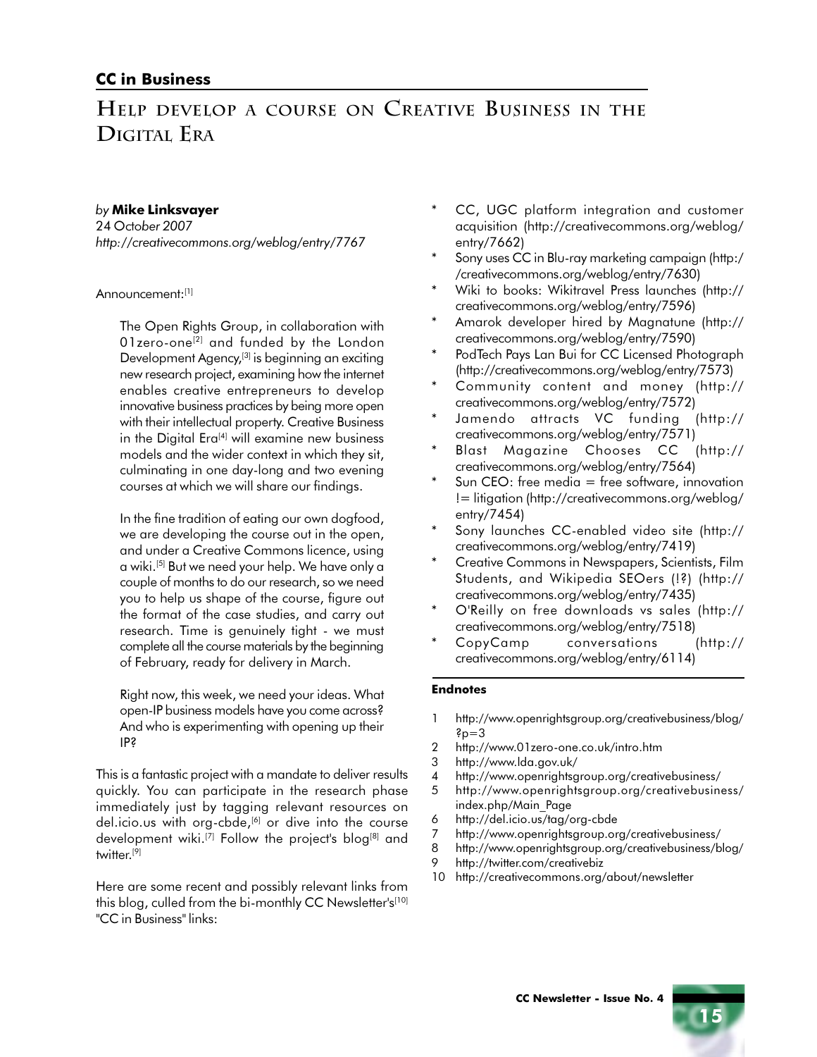## CC in Business

# Help develop a course on Creative Business in the Digital Era

*by* **Mike Linksvayer**
*24 October 2007*
*http://creativecommons.org/weblog/entry/7767*

Announcement:[1]

> The Open Rights Group, in collaboration with 01zero-one[2] and funded by the London Development Agency,[3] is beginning an exciting new research project, examining how the internet enables creative entrepreneurs to develop innovative business practices by being more open with their intellectual property. Creative Business in the Digital Era[4] will examine new business models and the wider context in which they sit, culminating in one day-long and two evening courses at which we will share our findings.
>
> In the fine tradition of eating our own dogfood, we are developing the course out in the open, and under a Creative Commons licence, using a wiki.[5] But we need your help. We have only a couple of months to do our research, so we need you to help us shape of the course, figure out the format of the case studies, and carry out research. Time is genuinely tight - we must complete all the course materials by the beginning of February, ready for delivery in March.
>
> Right now, this week, we need your ideas. What open-IP business models have you come across? And who is experimenting with opening up their IP?

This is a fantastic project with a mandate to deliver results quickly. You can participate in the research phase immediately just by tagging relevant resources on del.icio.us with org-cbde,[6] or dive into the course development wiki.[7] Follow the project's blog[8] and twitter.[9]

Here are some recent and possibly relevant links from this blog, culled from the bi-monthly CC Newsletter's[10] "CC in Business" links:

* CC, UGC platform integration and customer acquisition (http://creativecommons.org/weblog/entry/7662)
* Sony uses CC in Blu-ray marketing campaign (http://creativecommons.org/weblog/entry/7630)
* Wiki to books: Wikitravel Press launches (http://creativecommons.org/weblog/entry/7596)
* Amarok developer hired by Magnatune (http://creativecommons.org/weblog/entry/7590)
* PodTech Pays Lan Bui for CC Licensed Photograph (http://creativecommons.org/weblog/entry/7573)
* Community content and money (http://creativecommons.org/weblog/entry/7572)
* Jamendo attracts VC funding (http://creativecommons.org/weblog/entry/7571)
* Blast Magazine Chooses CC (http://creativecommons.org/weblog/entry/7564)
* Sun CEO: free media = free software, innovation != litigation (http://creativecommons.org/weblog/entry/7454)
* Sony launches CC-enabled video site (http://creativecommons.org/weblog/entry/7419)
* Creative Commons in Newspapers, Scientists, Film Students, and Wikipedia SEOers (!?) (http://creativecommons.org/weblog/entry/7435)
* O'Reilly on free downloads vs sales (http://creativecommons.org/weblog/entry/7518)
* CopyCamp conversations (http://creativecommons.org/weblog/entry/6114)

#### Endnotes

1. http://www.openrightsgroup.org/creativebusiness/blog/?p=3
2. http://www.01zero-one.co.uk/intro.htm
3. http://www.lda.gov.uk/
4. http://www.openrightsgroup.org/creativebusiness/
5. http://www.openrightsgroup.org/creativebusiness/index.php/Main_Page
6. http://del.icio.us/tag/org-cbde
7. http://www.openrightsgroup.org/creativebusiness/
8. http://www.openrightsgroup.org/creativebusiness/blog/
9. http://twitter.com/creativebiz
10. http://creativecommons.org/about/newsletter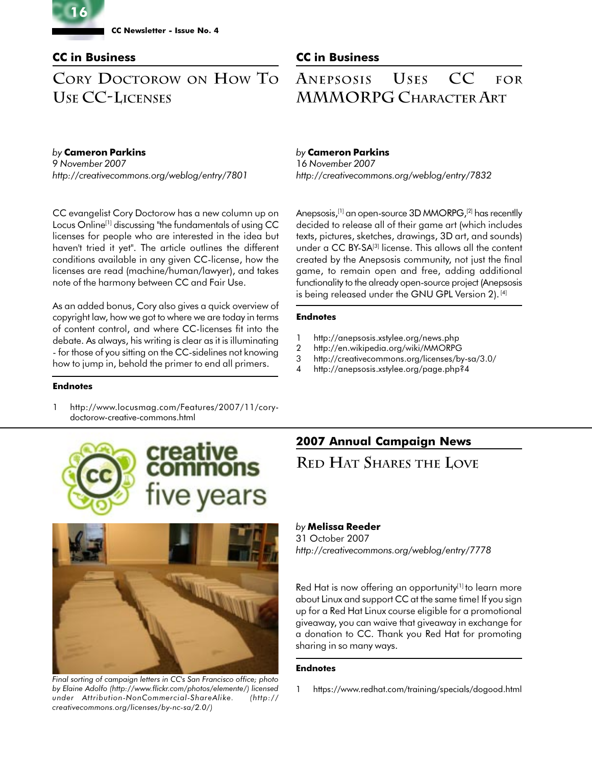## CC in Business

# Cory Doctorow on How To Use CC-Licenses

*by* **Cameron Parkins**
*9 November 2007*
*http://creativecommons.org/weblog/entry/7801*

CC evangelist Cory Doctorow has a new column up on Locus Online[1] discussing "the fundamentals of using CC licenses for people who are interested in the idea but haven't tried it yet". The article outlines the different conditions available in any given CC-license, how the licenses are read (machine/human/lawyer), and takes note of the harmony between CC and Fair Use.

As an added bonus, Cory also gives a quick overview of copyright law, how we got to where we are today in terms of content control, and where CC-licenses fit into the debate. As always, his writing is clear as it is illuminating - for those of you sitting on the CC-sidelines not knowing how to jump in, behold the primer to end all primers.

**Endnotes**

1 http://www.locusmag.com/Features/2007/11/cory-doctorow-creative-commons.html

## CC in Business

# Anepsosis Uses CC for MMMORPG Character Art

*by* **Cameron Parkins**
*16 November 2007*
*http://creativecommons.org/weblog/entry/7832*

Anepsosis,[1] an open-source 3D MMORPG,[2] has recentlly decided to release all of their game art (which includes texts, pictures, sketches, drawings, 3D art, and sounds) under a CC BY-SA[3] license. This allows all the content created by the Anepsosis community, not just the final game, to remain open and free, adding additional functionality to the already open-source project (Anepsosis is being released under the GNU GPL Version 2).[4]

**Endnotes**

1 http://anepsosis.xstylee.org/news.php
2 http://en.wikipedia.org/wiki/MMORPG
3 http://creativecommons.org/licenses/by-sa/3.0/
4 http://anepsosis.xstylee.org/page.php?4

creative commons five years

*Final sorting of campaign letters in CC's San Francisco office; photo by Elaine Adolfo (http://www.flickr.com/photos/elemente/) licensed under Attribution-NonCommercial-ShareAlike. (http://creativecommons.org/licenses/by-nc-sa/2.0/)*

## 2007 Annual Campaign News

# Red Hat Shares the Love

*by* **Melissa Reeder**
31 October 2007
*http://creativecommons.org/weblog/entry/7778*

Red Hat is now offering an opportunity[1] to learn more about Linux and support CC at the same time! If you sign up for a Red Hat Linux course eligible for a promotional giveaway, you can waive that giveaway in exchange for a donation to CC. Thank you Red Hat for promoting sharing in so many ways.

**Endnotes**

1 https://www.redhat.com/training/specials/dogood.html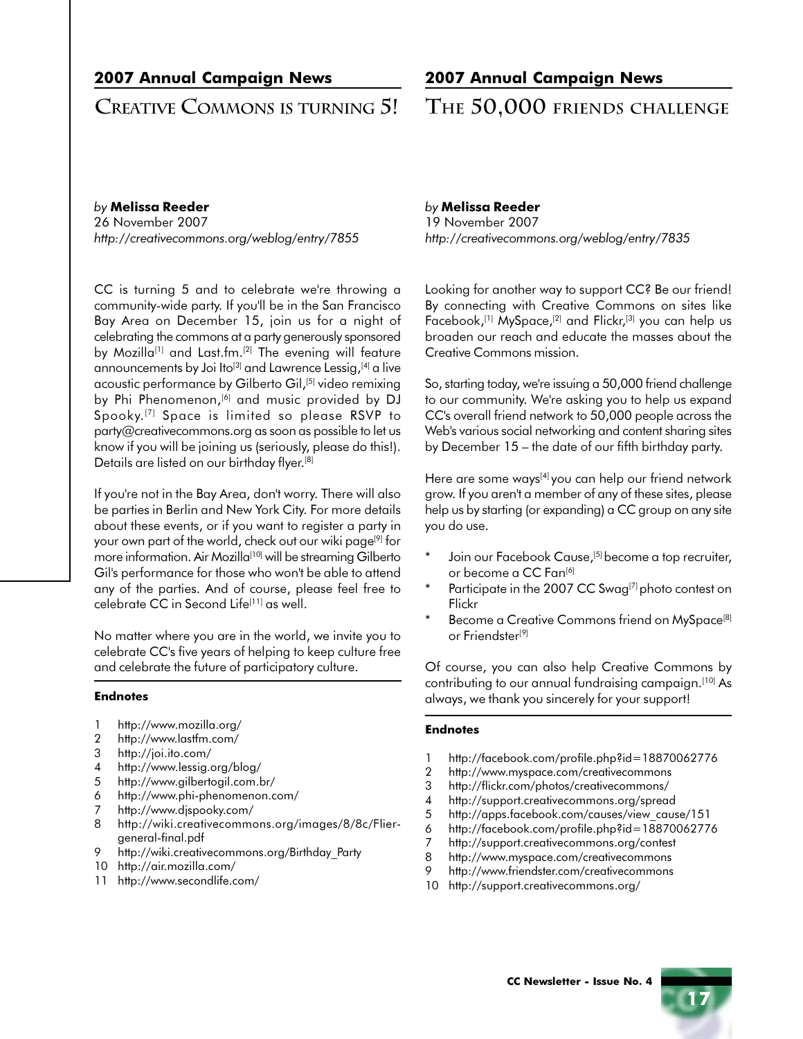## 2007 Annual Campaign News

# Creative Commons is turning 5!

*by* **Melissa Reeder**
26 November 2007
*http://creativecommons.org/weblog/entry/7855*

CC is turning 5 and to celebrate we're throwing a community-wide party. If you'll be in the San Francisco Bay Area on December 15, join us for a night of celebrating the commons at a party generously sponsored by Mozilla[1] and Last.fm.[2] The evening will feature announcements by Joi Ito[3] and Lawrence Lessig,[4] a live acoustic performance by Gilberto Gil,[5] video remixing by Phi Phenomenon,[6] and music provided by DJ Spooky.[7] Space is limited so please RSVP to party@creativecommons.org as soon as possible to let us know if you will be joining us (seriously, please do this!). Details are listed on our birthday flyer.[8]

If you're not in the Bay Area, don't worry. There will also be parties in Berlin and New York City. For more details about these events, or if you want to register a party in your own part of the world, check out our wiki page[9] for more information. Air Mozilla[10] will be streaming Gilberto Gil's performance for those who won't be able to attend any of the parties. And of course, please feel free to celebrate CC in Second Life[11] as well.

No matter where you are in the world, we invite you to celebrate CC's five years of helping to keep culture free and celebrate the future of participatory culture.

#### Endnotes

1 http://www.mozilla.org/
2 http://www.lastfm.com/
3 http://joi.ito.com/
4 http://www.lessig.org/blog/
5 http://www.gilbertogil.com.br/
6 http://www.phi-phenomenon.com/
7 http://www.djspooky.com/
8 http://wiki.creativecommons.org/images/8/8c/Flier-general-final.pdf
9 http://wiki.creativecommons.org/Birthday_Party
10 http://air.mozilla.com/
11 http://www.secondlife.com/

## 2007 Annual Campaign News

# The 50,000 friends challenge

*by* **Melissa Reeder**
19 November 2007
*http://creativecommons.org/weblog/entry/7835*

Looking for another way to support CC? Be our friend! By connecting with Creative Commons on sites like Facebook,[1] MySpace,[2] and Flickr,[3] you can help us broaden our reach and educate the masses about the Creative Commons mission.

So, starting today, we're issuing a 50,000 friend challenge to our community. We're asking you to help us expand CC's overall friend network to 50,000 people across the Web's various social networking and content sharing sites by December 15 – the date of our fifth birthday party.

Here are some ways[4] you can help our friend network grow. If you aren't a member of any of these sites, please help us by starting (or expanding) a CC group on any site you do use.

* Join our Facebook Cause,[5] become a top recruiter, or become a CC Fan[6]
* Participate in the 2007 CC Swag[7] photo contest on Flickr
* Become a Creative Commons friend on MySpace[8] or Friendster[9]

Of course, you can also help Creative Commons by contributing to our annual fundraising campaign.[10] As always, we thank you sincerely for your support!

#### Endnotes

1 http://facebook.com/profile.php?id=18870062776
2 http://www.myspace.com/creativecommons
3 http://flickr.com/photos/creativecommons/
4 http://support.creativecommons.org/spread
5 http://apps.facebook.com/causes/view_cause/151
6 http://facebook.com/profile.php?id=18870062776
7 http://support.creativecommons.org/contest
8 http://www.myspace.com/creativecommons
9 http://www.friendster.com/creativecommons
10 http://support.creativecommons.org/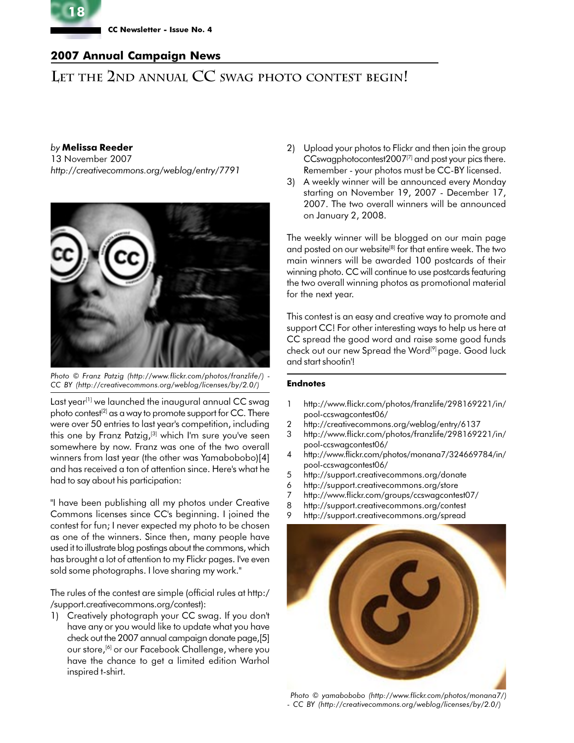## 2007 Annual Campaign News

# Let the 2nd annual CC swag photo contest begin!

*by* **Melissa Reeder**
13 November 2007
*http://creativecommons.org/weblog/entry/7791*

*Photo © Franz Patzig (http://www.flickr.com/photos/franzlife/) - CC BY (http://creativecommons.org/weblog/licenses/by/2.0/)*

Last year[1] we launched the inaugural annual CC swag photo contest[2] as a way to promote support for CC. There were over 50 entries to last year's competition, including this one by Franz Patzig,[3] which I'm sure you've seen somewhere by now. Franz was one of the two overall winners from last year (the other was Yamabobobo)[4] and has received a ton of attention since. Here's what he had to say about his participation:

"I have been publishing all my photos under Creative Commons licenses since CC's beginning. I joined the contest for fun; I never expected my photo to be chosen as one of the winners. Since then, many people have used it to illustrate blog postings about the commons, which has brought a lot of attention to my Flickr pages. I've even sold some photographs. I love sharing my work."

The rules of the contest are simple (official rules at http://support.creativecommons.org/contest):

1) Creatively photograph your CC swag. If you don't have any or you would like to update what you have check out the 2007 annual campaign donate page,[5] our store,[6] or our Facebook Challenge, where you have the chance to get a limited edition Warhol inspired t-shirt.
2) Upload your photos to Flickr and then join the group CCswagphotocontest2007[7] and post your pics there. Remember - your photos must be CC-BY licensed.
3) A weekly winner will be announced every Monday starting on November 19, 2007 - December 17, 2007. The two overall winners will be announced on January 2, 2008.

The weekly winner will be blogged on our main page and posted on our website[8] for that entire week. The two main winners will be awarded 100 postcards of their winning photo. CC will continue to use postcards featuring the two overall winning photos as promotional material for the next year.

This contest is an easy and creative way to promote and support CC! For other interesting ways to help us here at CC spread the good word and raise some good funds check out our new Spread the Word[9] page. Good luck and start shootin'!

### Endnotes

1 http://www.flickr.com/photos/franzlife/298169221/in/pool-ccswagcontest06/
2 http://creativecommons.org/weblog/entry/6137
3 http://www.flickr.com/photos/franzlife/298169221/in/pool-ccswagcontest06/
4 http://www.flickr.com/photos/monana7/324669784/in/pool-ccswagcontest06/
5 http://support.creativecommons.org/donate
6 http://support.creativecommons.org/store
7 http://www.flickr.com/groups/ccswagcontest07/
8 http://support.creativecommons.org/contest
9 http://support.creativecommons.org/spread

*Photo © yamabobobo (http://www.flickr.com/photos/monana7/) - CC BY (http://creativecommons.org/weblog/licenses/by/2.0/)*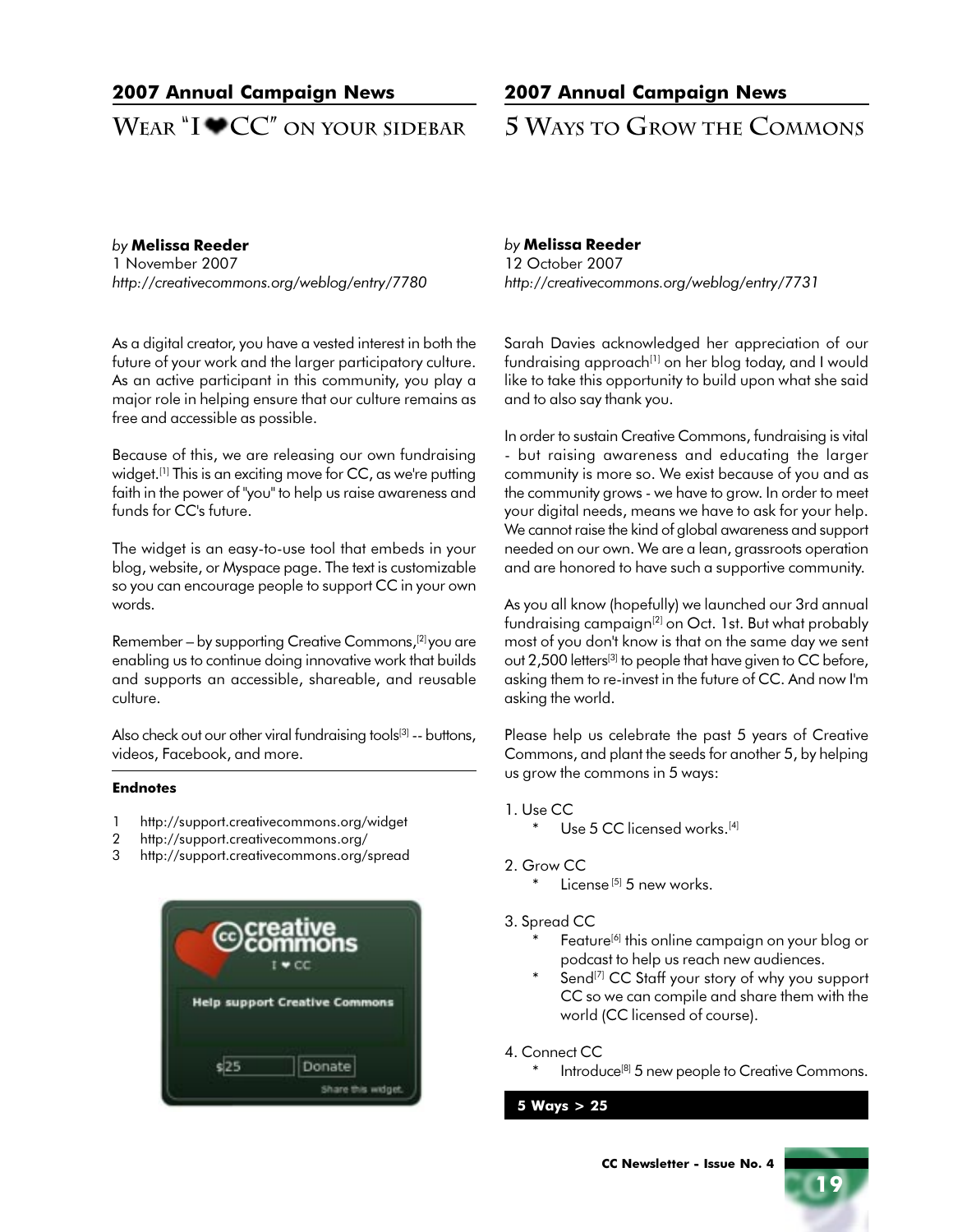## 2007 Annual Campaign News

# Wear "I ❤ CC" on your sidebar

*by* **Melissa Reeder**
1 November 2007
*http://creativecommons.org/weblog/entry/7780*

As a digital creator, you have a vested interest in both the future of your work and the larger participatory culture. As an active participant in this community, you play a major role in helping ensure that our culture remains as free and accessible as possible.

Because of this, we are releasing our own fundraising widget.[1] This is an exciting move for CC, as we're putting faith in the power of "you" to help us raise awareness and funds for CC's future.

The widget is an easy-to-use tool that embeds in your blog, website, or Myspace page. The text is customizable so you can encourage people to support CC in your own words.

Remember – by supporting Creative Commons,[2] you are enabling us to continue doing innovative work that builds and supports an accessible, shareable, and reusable culture.

Also check out our other viral fundraising tools[3] -- buttons, videos, Facebook, and more.

**Endnotes**

1 http://support.creativecommons.org/widget
2 http://support.creativecommons.org/
3 http://support.creativecommons.org/spread

## 2007 Annual Campaign News

# 5 Ways to Grow the Commons

*by* **Melissa Reeder**
12 October 2007
*http://creativecommons.org/weblog/entry/7731*

Sarah Davies acknowledged her appreciation of our fundraising approach[1] on her blog today, and I would like to take this opportunity to build upon what she said and to also say thank you.

In order to sustain Creative Commons, fundraising is vital - but raising awareness and educating the larger community is more so. We exist because of you and as the community grows - we have to grow. In order to meet your digital needs, means we have to ask for your help. We cannot raise the kind of global awareness and support needed on our own. We are a lean, grassroots operation and are honored to have such a supportive community.

As you all know (hopefully) we launched our 3rd annual fundraising campaign[2] on Oct. 1st. But what probably most of you don't know is that on the same day we sent out 2,500 letters[3] to people that have given to CC before, asking them to re-invest in the future of CC. And now I'm asking the world.

Please help us celebrate the past 5 years of Creative Commons, and plant the seeds for another 5, by helping us grow the commons in 5 ways:

1. Use CC
   * Use 5 CC licensed works.[4]

2. Grow CC
   * License [5] 5 new works.

3. Spread CC
   * Feature[6] this online campaign on your blog or podcast to help us reach new audiences.
   * Send[7] CC Staff your story of why you support CC so we can compile and share them with the world (CC licensed of course).

4. Connect CC
   * Introduce[8] 5 new people to Creative Commons.

**5 Ways > 25**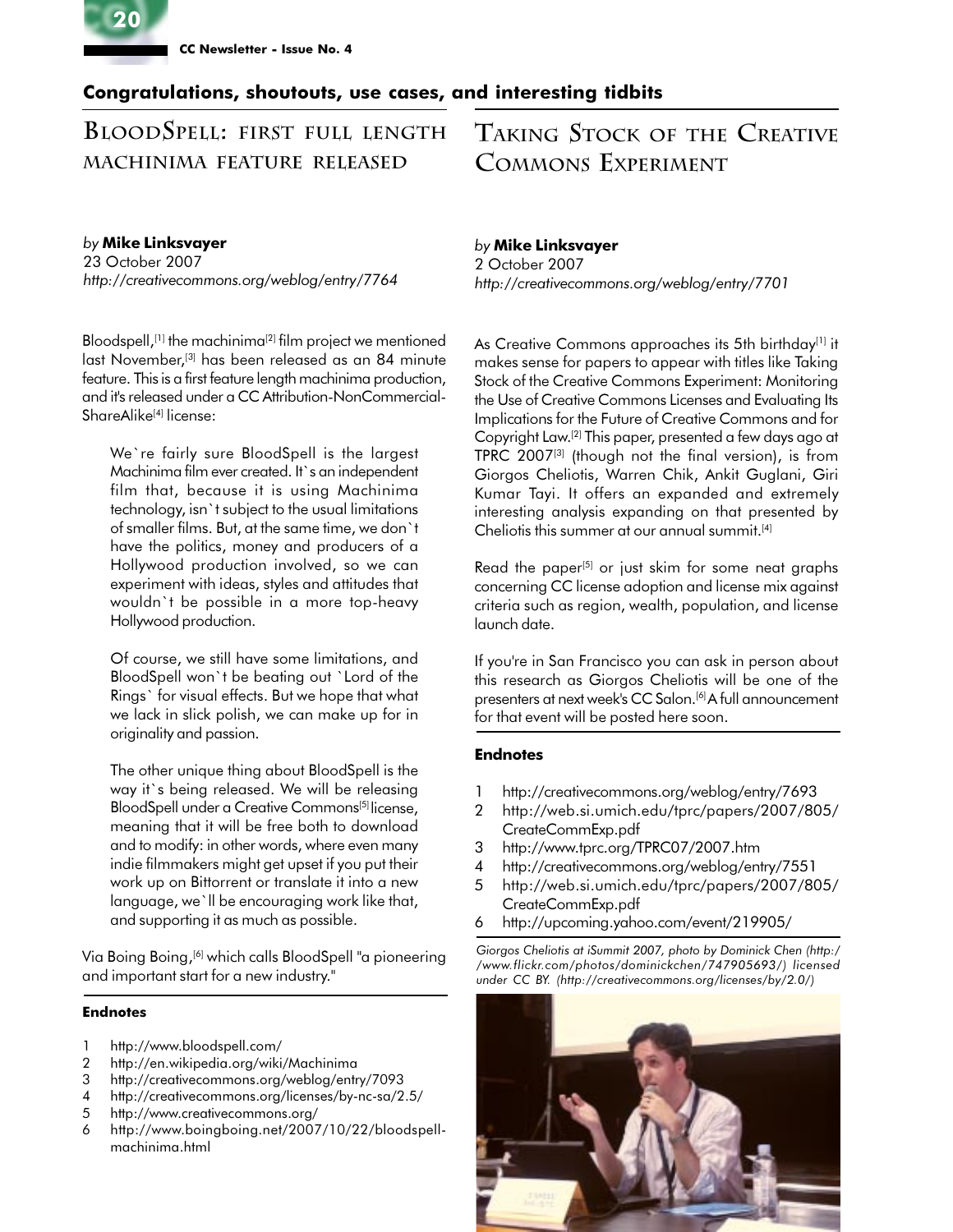## Congratulations, shoutouts, use cases, and interesting tidbits

# BloodSpell: first full length machinima feature released

*by* **Mike Linksvayer**
23 October 2007
*http://creativecommons.org/weblog/entry/7764*

Bloodspell,[1] the machinima[2] film project we mentioned last November,[3] has been released as an 84 minute feature. This is a first feature length machinima production, and it's released under a CC Attribution-NonCommercial-ShareAlike[4] license:

> We`re fairly sure BloodSpell is the largest Machinima film ever created. It`s an independent film that, because it is using Machinima technology, isn`t subject to the usual limitations of smaller films. But, at the same time, we don`t have the politics, money and producers of a Hollywood production involved, so we can experiment with ideas, styles and attitudes that wouldn`t be possible in a more top-heavy Hollywood production.
>
> Of course, we still have some limitations, and BloodSpell won`t be beating out `Lord of the Rings` for visual effects. But we hope that what we lack in slick polish, we can make up for in originality and passion.
>
> The other unique thing about BloodSpell is the way it`s being released. We will be releasing BloodSpell under a Creative Commons[5] license, meaning that it will be free both to download and to modify: in other words, where even many indie filmmakers might get upset if you put their work up on Bittorrent or translate it into a new language, we`ll be encouraging work like that, and supporting it as much as possible.

Via Boing Boing,[6] which calls BloodSpell "a pioneering and important start for a new industry."

### Endnotes

1. http://www.bloodspell.com/
2. http://en.wikipedia.org/wiki/Machinima
3. http://creativecommons.org/weblog/entry/7093
4. http://creativecommons.org/licenses/by-nc-sa/2.5/
5. http://www.creativecommons.org/
6. http://www.boingboing.net/2007/10/22/bloodspell-machinima.html

# Taking Stock of the Creative Commons Experiment

*by* **Mike Linksvayer**
2 October 2007
*http://creativecommons.org/weblog/entry/7701*

As Creative Commons approaches its 5th birthday[1] it makes sense for papers to appear with titles like Taking Stock of the Creative Commons Experiment: Monitoring the Use of Creative Commons Licenses and Evaluating Its Implications for the Future of Creative Commons and for Copyright Law.[2] This paper, presented a few days ago at TPRC 2007[3] (though not the final version), is from Giorgos Cheliotis, Warren Chik, Ankit Guglani, Giri Kumar Tayi. It offers an expanded and extremely interesting analysis expanding on that presented by Cheliotis this summer at our annual summit.[4]

Read the paper[5] or just skim for some neat graphs concerning CC license adoption and license mix against criteria such as region, wealth, population, and license launch date.

If you're in San Francisco you can ask in person about this research as Giorgos Cheliotis will be one of the presenters at next week's CC Salon.[6] A full announcement for that event will be posted here soon.

### Endnotes

1. http://creativecommons.org/weblog/entry/7693
2. http://web.si.umich.edu/tprc/papers/2007/805/CreateCommExp.pdf
3. http://www.tprc.org/TPRC07/2007.htm
4. http://creativecommons.org/weblog/entry/7551
5. http://web.si.umich.edu/tprc/papers/2007/805/CreateCommExp.pdf
6. http://upcoming.yahoo.com/event/219905/

*Giorgos Cheliotis at iSummit 2007, photo by Dominick Chen (http://www.flickr.com/photos/dominickchen/747905693/) licensed under CC BY. (http://creativecommons.org/licenses/by/2.0/)*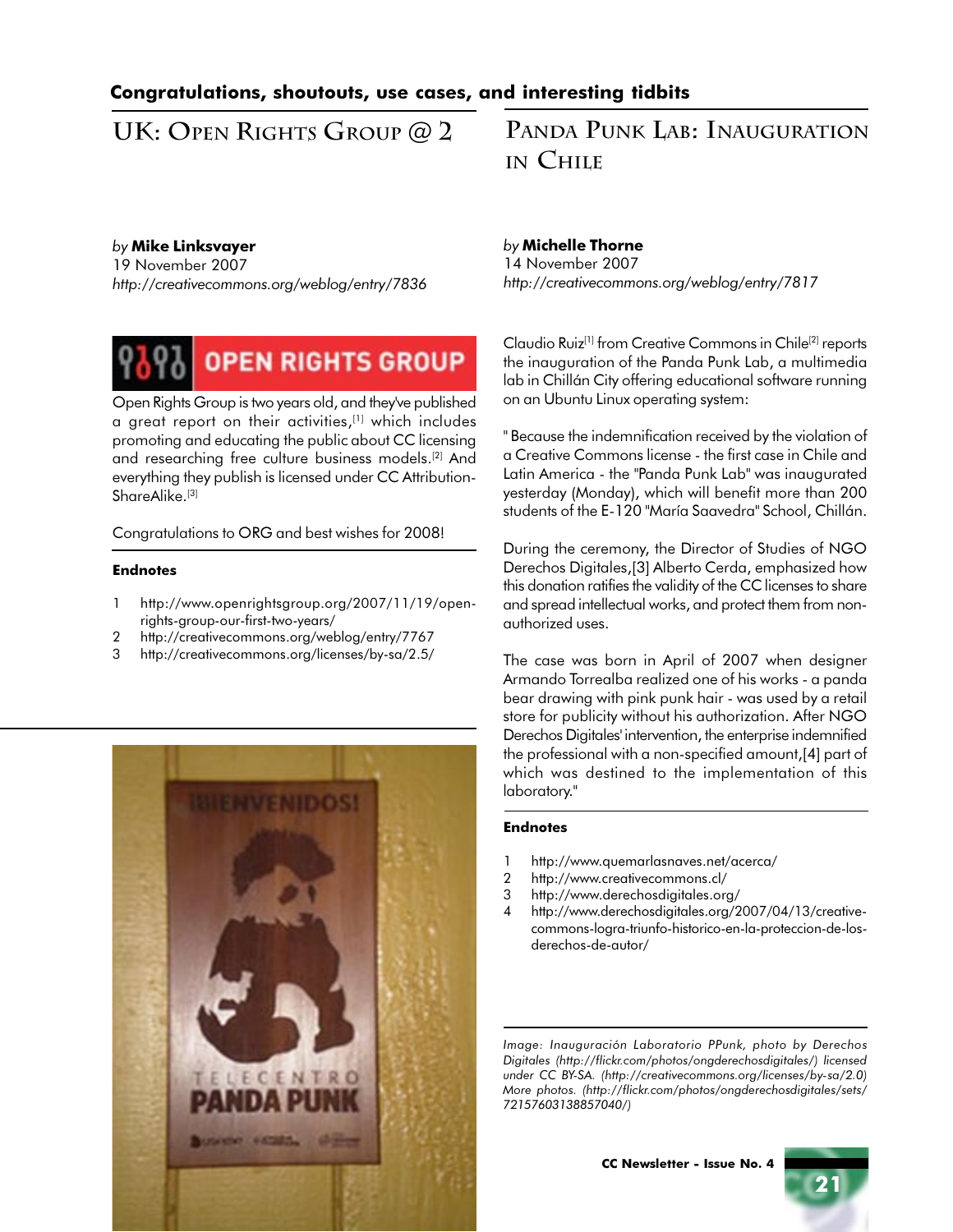**Congratulations, shoutouts, use cases, and interesting tidbits**

## UK: Open Rights Group @ 2

*by* **Mike Linksvayer**
19 November 2007
*http://creativecommons.org/weblog/entry/7836*

Open Rights Group is two years old, and they've published a great report on their activities,[1] which includes promoting and educating the public about CC licensing and researching free culture business models.[2] And everything they publish is licensed under CC Attribution-ShareAlike.[3]

Congratulations to ORG and best wishes for 2008!

**Endnotes**

1 http://www.openrightsgroup.org/2007/11/19/open-rights-group-our-first-two-years/
2 http://creativecommons.org/weblog/entry/7767
3 http://creativecommons.org/licenses/by-sa/2.5/

## Panda Punk Lab: Inauguration in Chile

*by* **Michelle Thorne**
14 November 2007
*http://creativecommons.org/weblog/entry/7817*

Claudio Ruiz[1] from Creative Commons in Chile[2] reports the inauguration of the Panda Punk Lab, a multimedia lab in Chillán City offering educational software running on an Ubuntu Linux operating system:

" Because the indemnification received by the violation of a Creative Commons license - the first case in Chile and Latin America - the "Panda Punk Lab" was inaugurated yesterday (Monday), which will benefit more than 200 students of the E-120 "María Saavedra" School, Chillán.

During the ceremony, the Director of Studies of NGO Derechos Digitales,[3] Alberto Cerda, emphasized how this donation ratifies the validity of the CC licenses to share and spread intellectual works, and protect them from non-authorized uses.

The case was born in April of 2007 when designer Armando Torrealba realized one of his works - a panda bear drawing with pink punk hair - was used by a retail store for publicity without his authorization. After NGO Derechos Digitales' intervention, the enterprise indemnified the professional with a non-specified amount,[4] part of which was destined to the implementation of this laboratory."

**Endnotes**

1 http://www.quemarlasnaves.net/acerca/
2 http://www.creativecommons.cl/
3 http://www.derechosdigitales.org/
4 http://www.derechosdigitales.org/2007/04/13/creative-commons-logra-triunfo-historico-en-la-proteccion-de-los-derechos-de-autor/

*Image: Inauguración Laboratorio PPunk, photo by Derechos Digitales (http://flickr.com/photos/ongderechosdigitales/) licensed under CC BY-SA. (http://creativecommons.org/licenses/by-sa/2.0) More photos. (http://flickr.com/photos/ongderechosdigitales/sets/72157603138857040/)*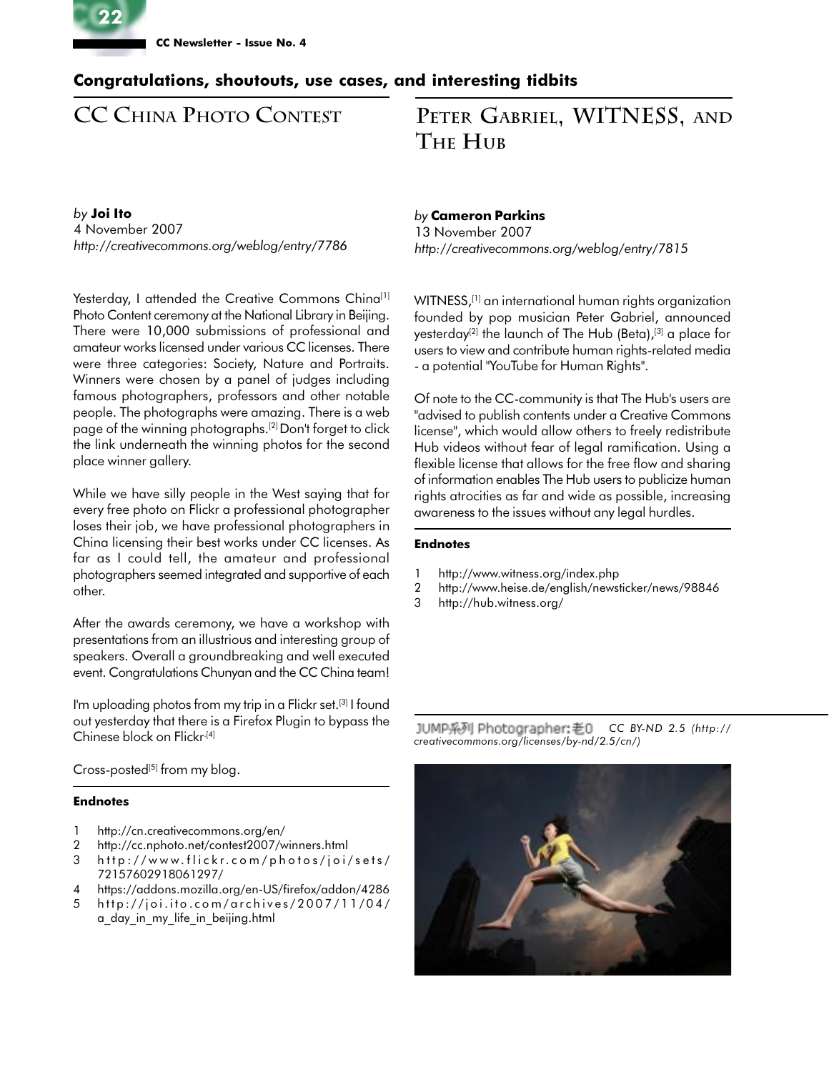## Congratulations, shoutouts, use cases, and interesting tidbits

# CC China Photo Contest

*by* **Joi Ito**
4 November 2007
*http://creativecommons.org/weblog/entry/7786*

Yesterday, I attended the Creative Commons China[1] Photo Content ceremony at the National Library in Beijing. There were 10,000 submissions of professional and amateur works licensed under various CC licenses. There were three categories: Society, Nature and Portraits. Winners were chosen by a panel of judges including famous photographers, professors and other notable people. The photographs were amazing. There is a web page of the winning photographs.[2] Don't forget to click the link underneath the winning photos for the second place winner gallery.

While we have silly people in the West saying that for every free photo on Flickr a professional photographer loses their job, we have professional photographers in China licensing their best works under CC licenses. As far as I could tell, the amateur and professional photographers seemed integrated and supportive of each other.

After the awards ceremony, we have a workshop with presentations from an illustrious and interesting group of speakers. Overall a groundbreaking and well executed event. Congratulations Chunyan and the CC China team!

I'm uploading photos from my trip in a Flickr set.[3] I found out yesterday that there is a Firefox Plugin to bypass the Chinese block on Flickr.[4]

Cross-posted[5] from my blog.

### Endnotes

1. http://cn.creativecommons.org/en/
2. http://cc.nphoto.net/contest2007/winners.html
3. http://www.flickr.com/photos/joi/sets/72157602918061297/
4. https://addons.mozilla.org/en-US/firefox/addon/4286
5. http://joi.ito.com/archives/2007/11/04/a_day_in_my_life_in_beijing.html

# Peter Gabriel, WITNESS, and The Hub

*by* **Cameron Parkins**
13 November 2007
*http://creativecommons.org/weblog/entry/7815*

WITNESS,[1] an international human rights organization founded by pop musician Peter Gabriel, announced yesterday[2] the launch of The Hub (Beta),[3] a place for users to view and contribute human rights-related media - a potential "YouTube for Human Rights".

Of note to the CC-community is that The Hub's users are "advised to publish contents under a Creative Commons license", which would allow others to freely redistribute Hub videos without fear of legal ramification. Using a flexible license that allows for the free flow and sharing of information enables The Hub users to publicize human rights atrocities as far and wide as possible, increasing awareness to the issues without any legal hurdles.

### Endnotes

1. http://www.witness.org/index.php
2. http://www.heise.de/english/newsticker/news/98846
3. http://hub.witness.org/

JUMP系列 Photographer:老0 *CC BY-ND 2.5 (http://creativecommons.org/licenses/by-nd/2.5/cn/)*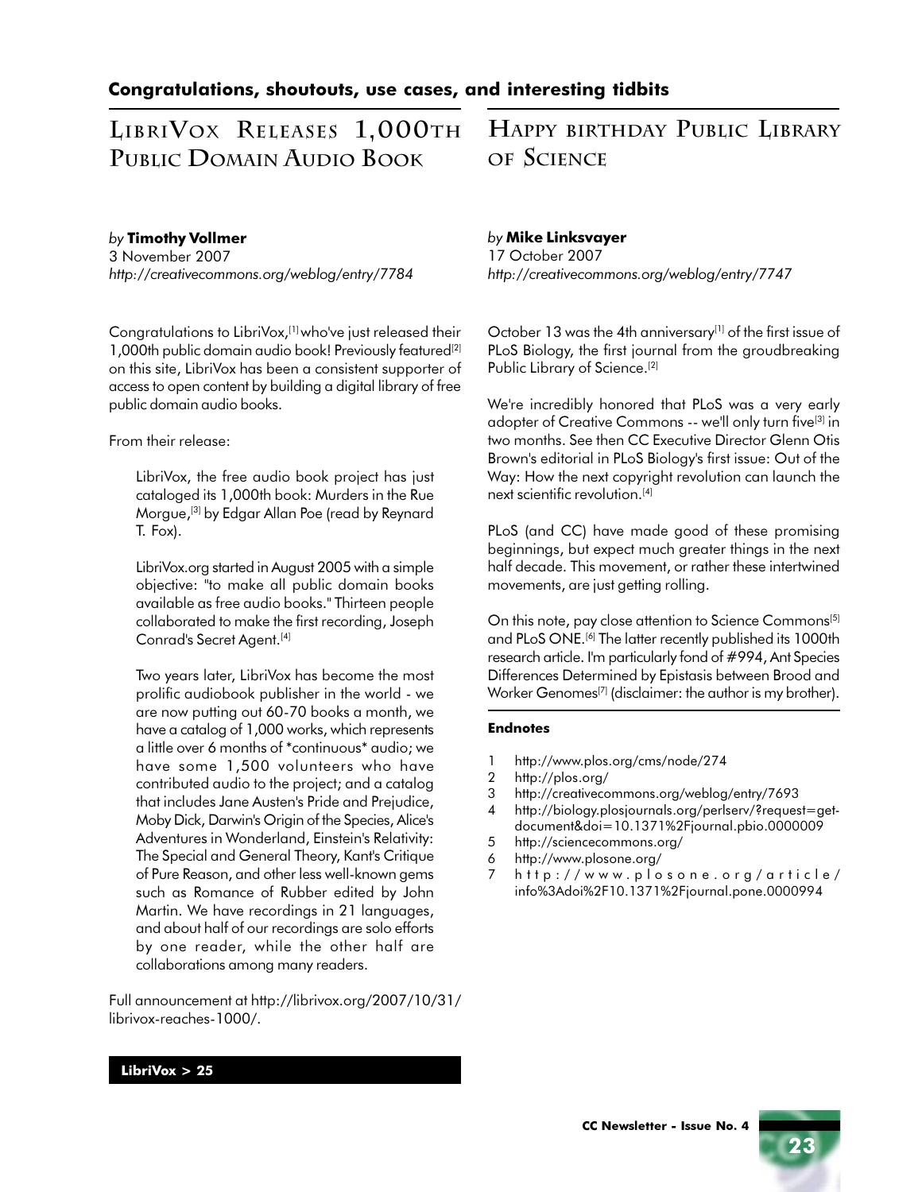## Congratulations, shoutouts, use cases, and interesting tidbits

# LibriVox Releases 1,000th Public Domain Audio Book

*by* **Timothy Vollmer**
3 November 2007
*http://creativecommons.org/weblog/entry/7784*

Congratulations to LibriVox,[1] who've just released their 1,000th public domain audio book! Previously featured[2] on this site, LibriVox has been a consistent supporter of access to open content by building a digital library of free public domain audio books.

From their release:

> LibriVox, the free audio book project has just cataloged its 1,000th book: Murders in the Rue Morgue,[3] by Edgar Allan Poe (read by Reynard T. Fox).
>
> LibriVox.org started in August 2005 with a simple objective: "to make all public domain books available as free audio books." Thirteen people collaborated to make the first recording, Joseph Conrad's Secret Agent.[4]
>
> Two years later, LibriVox has become the most prolific audiobook publisher in the world - we are now putting out 60-70 books a month, we have a catalog of 1,000 works, which represents a little over 6 months of *continuous* audio; we have some 1,500 volunteers who have contributed audio to the project; and a catalog that includes Jane Austen's Pride and Prejudice, Moby Dick, Darwin's Origin of the Species, Alice's Adventures in Wonderland, Einstein's Relativity: The Special and General Theory, Kant's Critique of Pure Reason, and other less well-known gems such as Romance of Rubber edited by John Martin. We have recordings in 21 languages, and about half of our recordings are solo efforts by one reader, while the other half are collaborations among many readers.

Full announcement at http://librivox.org/2007/10/31/librivox-reaches-1000/.

**LibriVox > 25**

# Happy birthday Public Library of Science

*by* **Mike Linksvayer**
17 October 2007
*http://creativecommons.org/weblog/entry/7747*

October 13 was the 4th anniversary[1] of the first issue of PLoS Biology, the first journal from the groudbreaking Public Library of Science.[2]

We're incredibly honored that PLoS was a very early adopter of Creative Commons -- we'll only turn five[3] in two months. See then CC Executive Director Glenn Otis Brown's editorial in PLoS Biology's first issue: Out of the Way: How the next copyright revolution can launch the next scientific revolution.[4]

PLoS (and CC) have made good of these promising beginnings, but expect much greater things in the next half decade. This movement, or rather these intertwined movements, are just getting rolling.

On this note, pay close attention to Science Commons[5] and PLoS ONE.[6] The latter recently published its 1000th research article. I'm particularly fond of #994, Ant Species Differences Determined by Epistasis between Brood and Worker Genomes[7] (disclaimer: the author is my brother).

#### Endnotes

1. http://www.plos.org/cms/node/274
2. http://plos.org/
3. http://creativecommons.org/weblog/entry/7693
4. http://biology.plosjournals.org/perlserv/?request=get-document&doi=10.1371%2Fjournal.pbio.0000009
5. http://sciencecommons.org/
6. http://www.plosone.org/
7. http://www.plosone.org/article/info%3Adoi%2F10.1371%2Fjournal.pone.0000994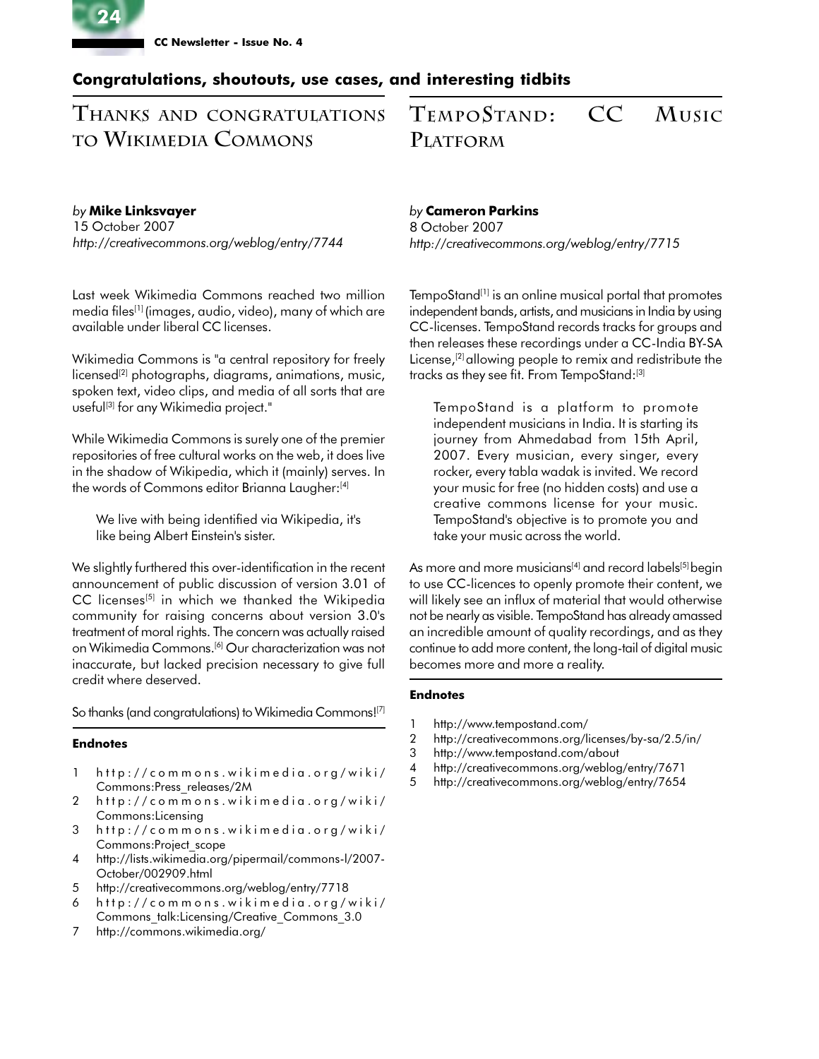## Congratulations, shoutouts, use cases, and interesting tidbits

# Thanks and congratulations to Wikimedia Commons

*by* **Mike Linksvayer**
15 October 2007
*http://creativecommons.org/weblog/entry/7744*

Last week Wikimedia Commons reached two million media files[1] (images, audio, video), many of which are available under liberal CC licenses.

Wikimedia Commons is "a central repository for freely licensed[2] photographs, diagrams, animations, music, spoken text, video clips, and media of all sorts that are useful[3] for any Wikimedia project."

While Wikimedia Commons is surely one of the premier repositories of free cultural works on the web, it does live in the shadow of Wikipedia, which it (mainly) serves. In the words of Commons editor Brianna Laugher:[4]

> We live with being identified via Wikipedia, it's like being Albert Einstein's sister.

We slightly furthered this over-identification in the recent announcement of public discussion of version 3.01 of CC licenses[5] in which we thanked the Wikipedia community for raising concerns about version 3.0's treatment of moral rights. The concern was actually raised on Wikimedia Commons.[6] Our characterization was not inaccurate, but lacked precision necessary to give full credit where deserved.

So thanks (and congratulations) to Wikimedia Commons![7]

### Endnotes

1. http://commons.wikimedia.org/wiki/Commons:Press_releases/2M
2. http://commons.wikimedia.org/wiki/Commons:Licensing
3. http://commons.wikimedia.org/wiki/Commons:Project_scope
4. http://lists.wikimedia.org/pipermail/commons-l/2007-October/002909.html
5. http://creativecommons.org/weblog/entry/7718
6. http://commons.wikimedia.org/wiki/Commons_talk:Licensing/Creative_Commons_3.0
7. http://commons.wikimedia.org/

# TempoStand: CC Music Platform

*by* **Cameron Parkins**
8 October 2007
*http://creativecommons.org/weblog/entry/7715*

TempoStand[1] is an online musical portal that promotes independent bands, artists, and musicians in India by using CC-licenses. TempoStand records tracks for groups and then releases these recordings under a CC-India BY-SA License,[2] allowing people to remix and redistribute the tracks as they see fit. From TempoStand:[3]

> TempoStand is a platform to promote independent musicians in India. It is starting its journey from Ahmedabad from 15th April, 2007. Every musician, every singer, every rocker, every tabla wadak is invited. We record your music for free (no hidden costs) and use a creative commons license for your music. TempoStand's objective is to promote you and take your music across the world.

As more and more musicians[4] and record labels[5] begin to use CC-licences to openly promote their content, we will likely see an influx of material that would otherwise not be nearly as visible. TempoStand has already amassed an incredible amount of quality recordings, and as they continue to add more content, the long-tail of digital music becomes more and more a reality.

### Endnotes

1. http://www.tempostand.com/
2. http://creativecommons.org/licenses/by-sa/2.5/in/
3. http://www.tempostand.com/about
4. http://creativecommons.org/weblog/entry/7671
5. http://creativecommons.org/weblog/entry/7654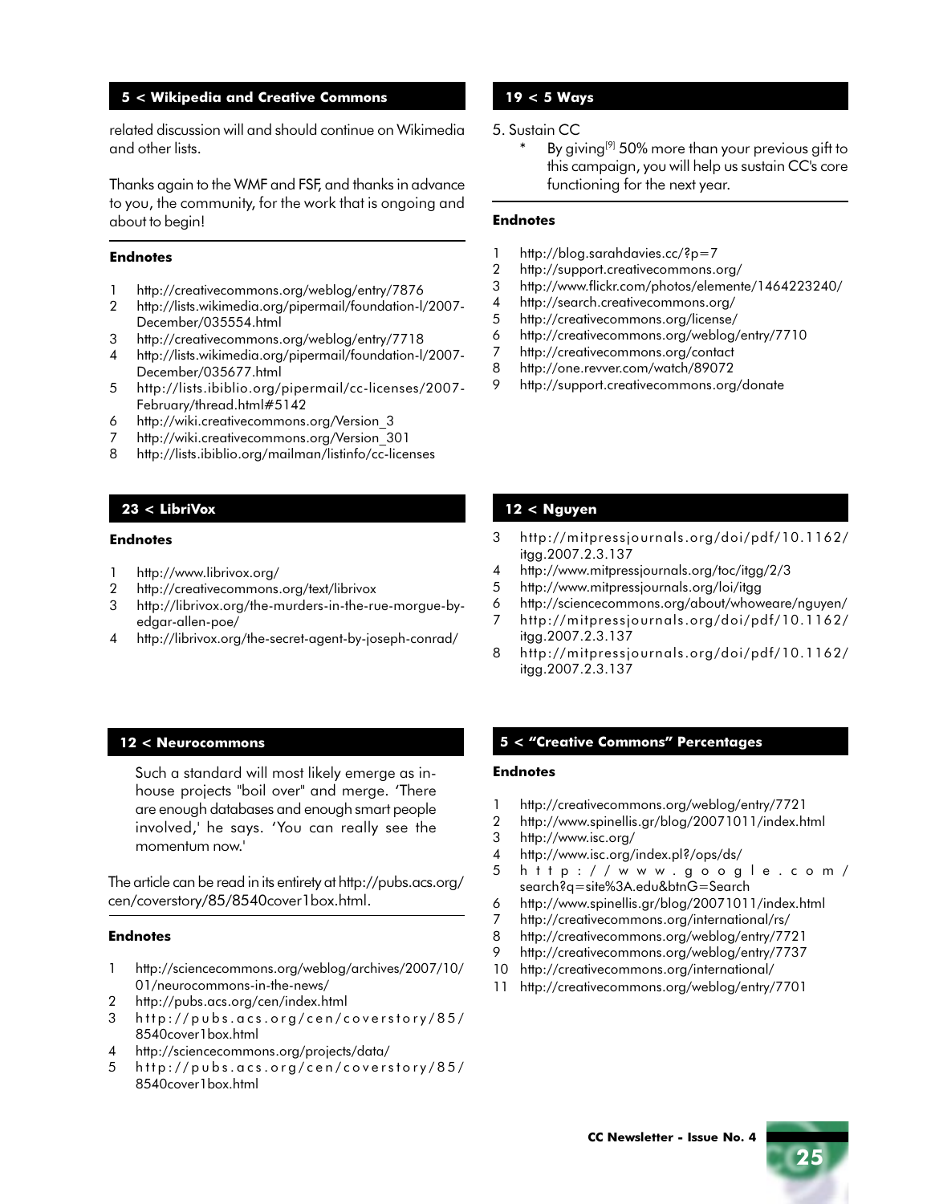## 5 < Wikipedia and Creative Commons

related discussion will and should continue on Wikimedia and other lists.

Thanks again to the WMF and FSF, and thanks in advance to you, the community, for the work that is ongoing and about to begin!

### Endnotes

1. http://creativecommons.org/weblog/entry/7876
2. http://lists.wikimedia.org/pipermail/foundation-l/2007-December/035554.html
3. http://creativecommons.org/weblog/entry/7718
4. http://lists.wikimedia.org/pipermail/foundation-l/2007-December/035677.html
5. http://lists.ibiblio.org/pipermail/cc-licenses/2007-February/thread.html#5142
6. http://wiki.creativecommons.org/Version_3
7. http://wiki.creativecommons.org/Version_301
8. http://lists.ibiblio.org/mailman/listinfo/cc-licenses

## 23 < LibriVox

### Endnotes

1. http://www.librivox.org/
2. http://creativecommons.org/text/librivox
3. http://librivox.org/the-murders-in-the-rue-morgue-by-edgar-allen-poe/
4. http://librivox.org/the-secret-agent-by-joseph-conrad/

## 12 < Neurocommons

> Such a standard will most likely emerge as in-house projects "boil over" and merge. 'There are enough databases and enough smart people involved,' he says. 'You can really see the momentum now.'

The article can be read in its entirety at http://pubs.acs.org/cen/coverstory/85/8540cover1box.html.

### Endnotes

1. http://sciencecommons.org/weblog/archives/2007/10/01/neurocommons-in-the-news/
2. http://pubs.acs.org/cen/index.html
3. http://pubs.acs.org/cen/coverstory/85/8540cover1box.html
4. http://sciencecommons.org/projects/data/
5. http://pubs.acs.org/cen/coverstory/85/8540cover1box.html

## 19 < 5 Ways

5. Sustain CC
   * By giving[9] 50% more than your previous gift to this campaign, you will help us sustain CC's core functioning for the next year.

### Endnotes

1. http://blog.sarahdavies.cc/?p=7
2. http://support.creativecommons.org/
3. http://www.flickr.com/photos/elemente/1464223240/
4. http://search.creativecommons.org/
5. http://creativecommons.org/license/
6. http://creativecommons.org/weblog/entry/7710
7. http://creativecommons.org/contact
8. http://one.revver.com/watch/89072
9. http://support.creativecommons.org/donate

## 12 < Nguyen

3. http://mitpressjournals.org/doi/pdf/10.1162/itgg.2007.2.3.137
4. http://www.mitpressjournals.org/toc/itgg/2/3
5. http://www.mitpressjournals.org/loi/itgg
6. http://sciencecommons.org/about/whoweare/nguyen/
7. http://mitpressjournals.org/doi/pdf/10.1162/itgg.2007.2.3.137
8. http://mitpressjournals.org/doi/pdf/10.1162/itgg.2007.2.3.137

## 5 < "Creative Commons" Percentages

### Endnotes

1. http://creativecommons.org/weblog/entry/7721
2. http://www.spinellis.gr/blog/20071011/index.html
3. http://www.isc.org/
4. http://www.isc.org/index.pl?/ops/ds/
5. http://www.google.com/search?q=site%3A.edu&btnG=Search
6. http://www.spinellis.gr/blog/20071011/index.html
7. http://creativecommons.org/international/rs/
8. http://creativecommons.org/weblog/entry/7721
9. http://creativecommons.org/weblog/entry/7737
10. http://creativecommons.org/international/
11. http://creativecommons.org/weblog/entry/7701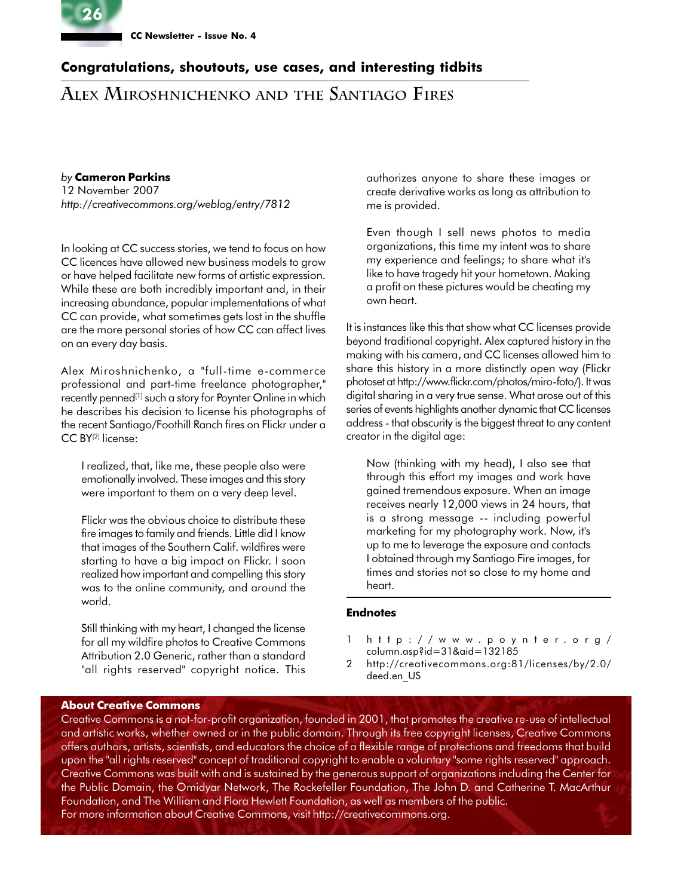## Congratulations, shoutouts, use cases, and interesting tidbits

# Alex Miroshnichenko and the Santiago Fires

*by* **Cameron Parkins**
12 November 2007
*http://creativecommons.org/weblog/entry/7812*

In looking at CC success stories, we tend to focus on how CC licences have allowed new business models to grow or have helped facilitate new forms of artistic expression. While these are both incredibly important and, in their increasing abundance, popular implementations of what CC can provide, what sometimes gets lost in the shuffle are the more personal stories of how CC can affect lives on an every day basis.

Alex Miroshnichenko, a "full-time e-commerce professional and part-time freelance photographer," recently penned[1] such a story for Poynter Online in which he describes his decision to license his photographs of the recent Santiago/Foothill Ranch fires on Flickr under a CC BY[2] license:

> I realized, that, like me, these people also were emotionally involved. These images and this story were important to them on a very deep level.
>
> Flickr was the obvious choice to distribute these fire images to family and friends. Little did I know that images of the Southern Calif. wildfires were starting to have a big impact on Flickr. I soon realized how important and compelling this story was to the online community, and around the world.
>
> Still thinking with my heart, I changed the license for all my wildfire photos to Creative Commons Attribution 2.0 Generic, rather than a standard "all rights reserved" copyright notice. This authorizes anyone to share these images or create derivative works as long as attribution to me is provided.
>
> Even though I sell news photos to media organizations, this time my intent was to share my experience and feelings; to share what it's like to have tragedy hit your hometown. Making a profit on these pictures would be cheating my own heart.

It is instances like this that show what CC licenses provide beyond traditional copyright. Alex captured history in the making with his camera, and CC licenses allowed him to share this history in a more distinctly open way (Flickr photoset at http://www.flickr.com/photos/miro-foto/). It was digital sharing in a very true sense. What arose out of this series of events highlights another dynamic that CC licenses address - that obscurity is the biggest threat to any content creator in the digital age:

> Now (thinking with my head), I also see that through this effort my images and work have gained tremendous exposure. When an image receives nearly 12,000 views in 24 hours, that is a strong message -- including powerful marketing for my photography work. Now, it's up to me to leverage the exposure and contacts I obtained through my Santiago Fire images, for times and stories not so close to my home and heart.

**Endnotes**

1. http://www.poynter.org/column.asp?id=31&aid=132185
2. http://creativecommons.org:81/licenses/by/2.0/deed.en_US

**About Creative Commons**

Creative Commons is a not-for-profit organization, founded in 2001, that promotes the creative re-use of intellectual and artistic works, whether owned or in the public domain. Through its free copyright licenses, Creative Commons offers authors, artists, scientists, and educators the choice of a flexible range of protections and freedoms that build upon the "all rights reserved" concept of traditional copyright to enable a voluntary "some rights reserved" approach. Creative Commons was built with and is sustained by the generous support of organizations including the Center for the Public Domain, the Omidyar Network, The Rockefeller Foundation, The John D. and Catherine T. MacArthur Foundation, and The William and Flora Hewlett Foundation, as well as members of the public.
For more information about Creative Commons, visit http://creativecommons.org.